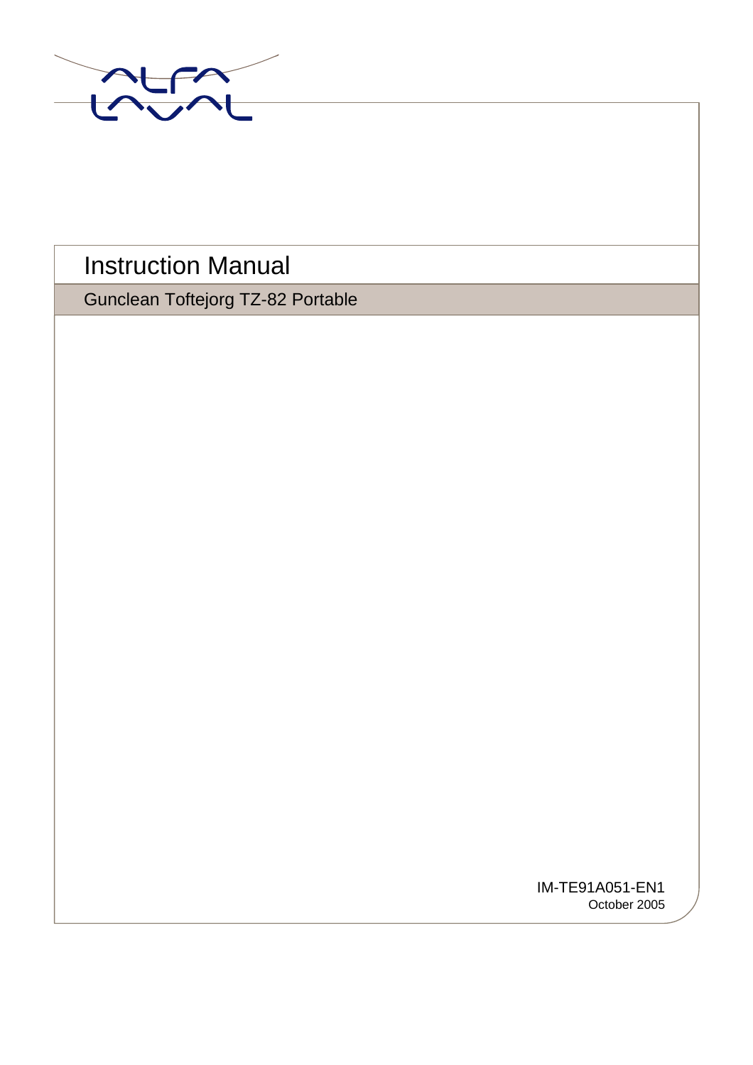# Instruction Manual

## Gunclean Toftejorg TZ-82 Portable

IM-TE91A051-EN1

October 2005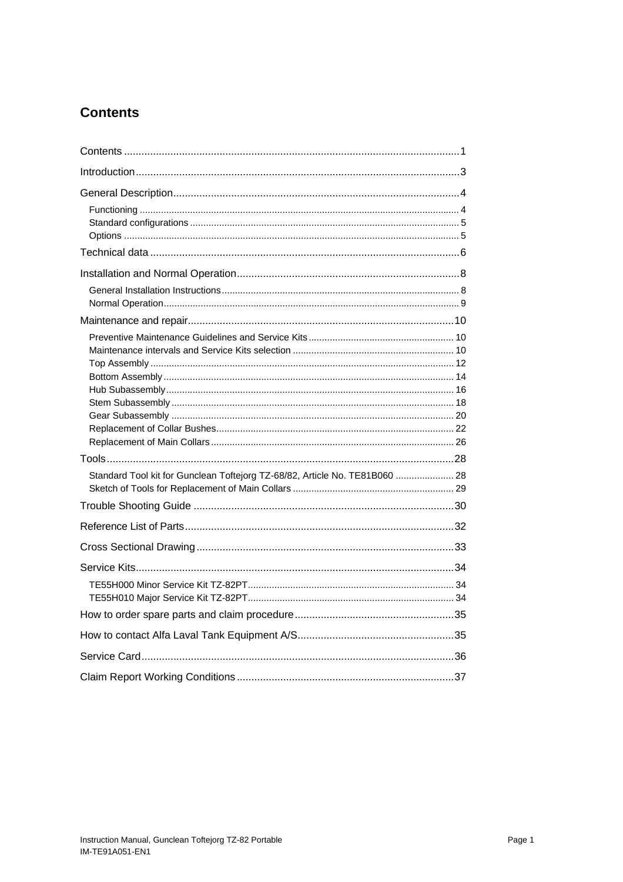# Contents

Contents ........................................................ 1

Introduction ........................................................ 3

General Description ........................................................ 4

- Functioning ........................................................ 4
- Standard configurations ........................................................ 5
- Options ........................................................ 5

Technical data ........................................................ 6

Installation and Normal Operation ........................................................ 8

- General Installation Instructions ........................................................ 8
- Normal Operation ........................................................ 9

Maintenance and repair ........................................................ 10

- Preventive Maintenance Guidelines and Service Kits ........................................................ 10
- Maintenance intervals and Service Kits selection ........................................................ 10
- Top Assembly ........................................................ 12
- Bottom Assembly ........................................................ 14
- Hub Subassembly ........................................................ 16
- Stem Subassembly ........................................................ 18
- Gear Subassembly ........................................................ 20
- Replacement of Collar Bushes ........................................................ 22
- Replacement of Main Collars ........................................................ 26

Tools ........................................................ 28

- Standard Tool kit for Gunclean Toftejorg TZ-68/82, Article No. TE81B060 ........................................................ 28
- Sketch of Tools for Replacement of Main Collars ........................................................ 29

Trouble Shooting Guide ........................................................ 30

Reference List of Parts ........................................................ 32

Cross Sectional Drawing ........................................................ 33

Service Kits ........................................................ 34

- TE55H000 Minor Service Kit TZ-82PT ........................................................ 34
- TE55H010 Major Service Kit TZ-82PT ........................................................ 34

How to order spare parts and claim procedure ........................................................ 35

How to contact Alfa Laval Tank Equipment A/S ........................................................ 35

Service Card ........................................................ 36

Claim Report Working Conditions ........................................................ 37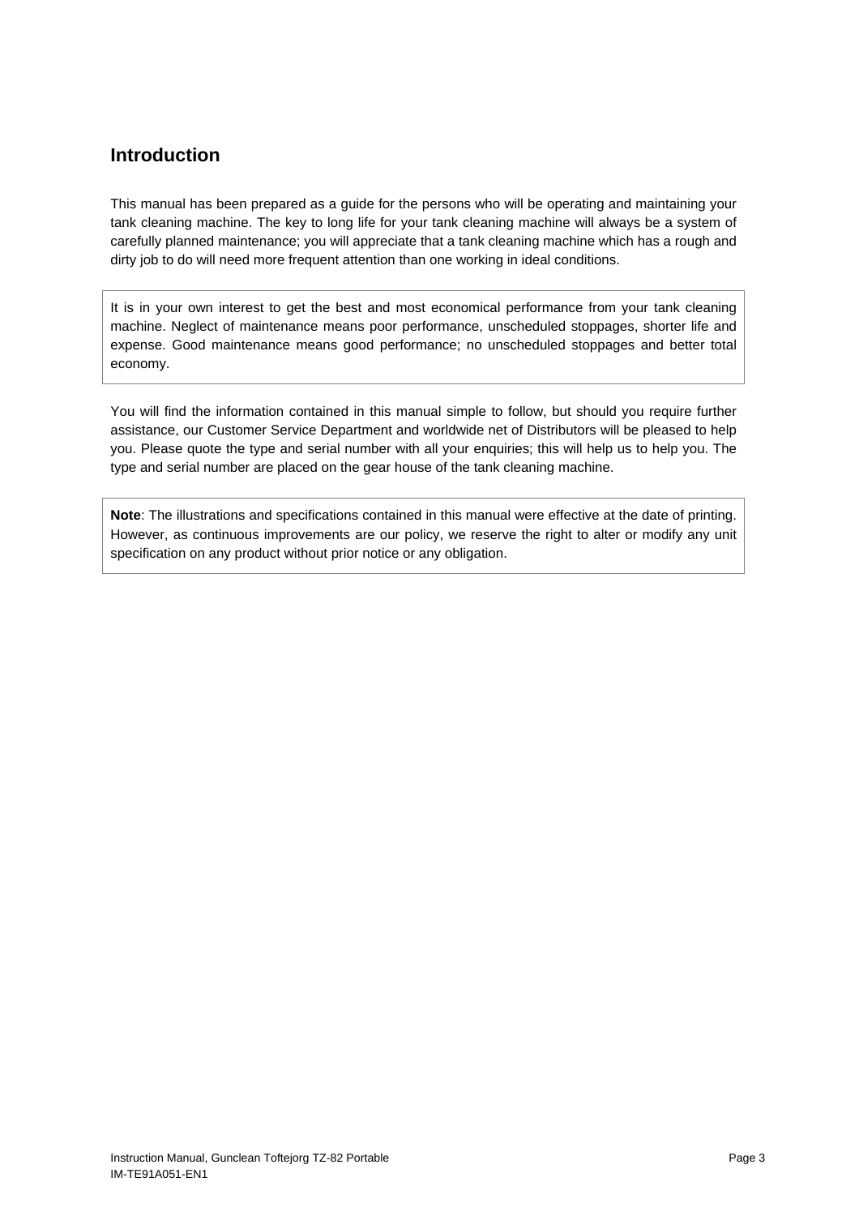## Introduction

This manual has been prepared as a guide for the persons who will be operating and maintaining your tank cleaning machine. The key to long life for your tank cleaning machine will always be a system of carefully planned maintenance; you will appreciate that a tank cleaning machine which has a rough and dirty job to do will need more frequent attention than one working in ideal conditions.

It is in your own interest to get the best and most economical performance from your tank cleaning machine. Neglect of maintenance means poor performance, unscheduled stoppages, shorter life and expense. Good maintenance means good performance; no unscheduled stoppages and better total economy.

You will find the information contained in this manual simple to follow, but should you require further assistance, our Customer Service Department and worldwide net of Distributors will be pleased to help you. Please quote the type and serial number with all your enquiries; this will help us to help you. The type and serial number are placed on the gear house of the tank cleaning machine.

**Note**: The illustrations and specifications contained in this manual were effective at the date of printing. However, as continuous improvements are our policy, we reserve the right to alter or modify any unit specification on any product without prior notice or any obligation.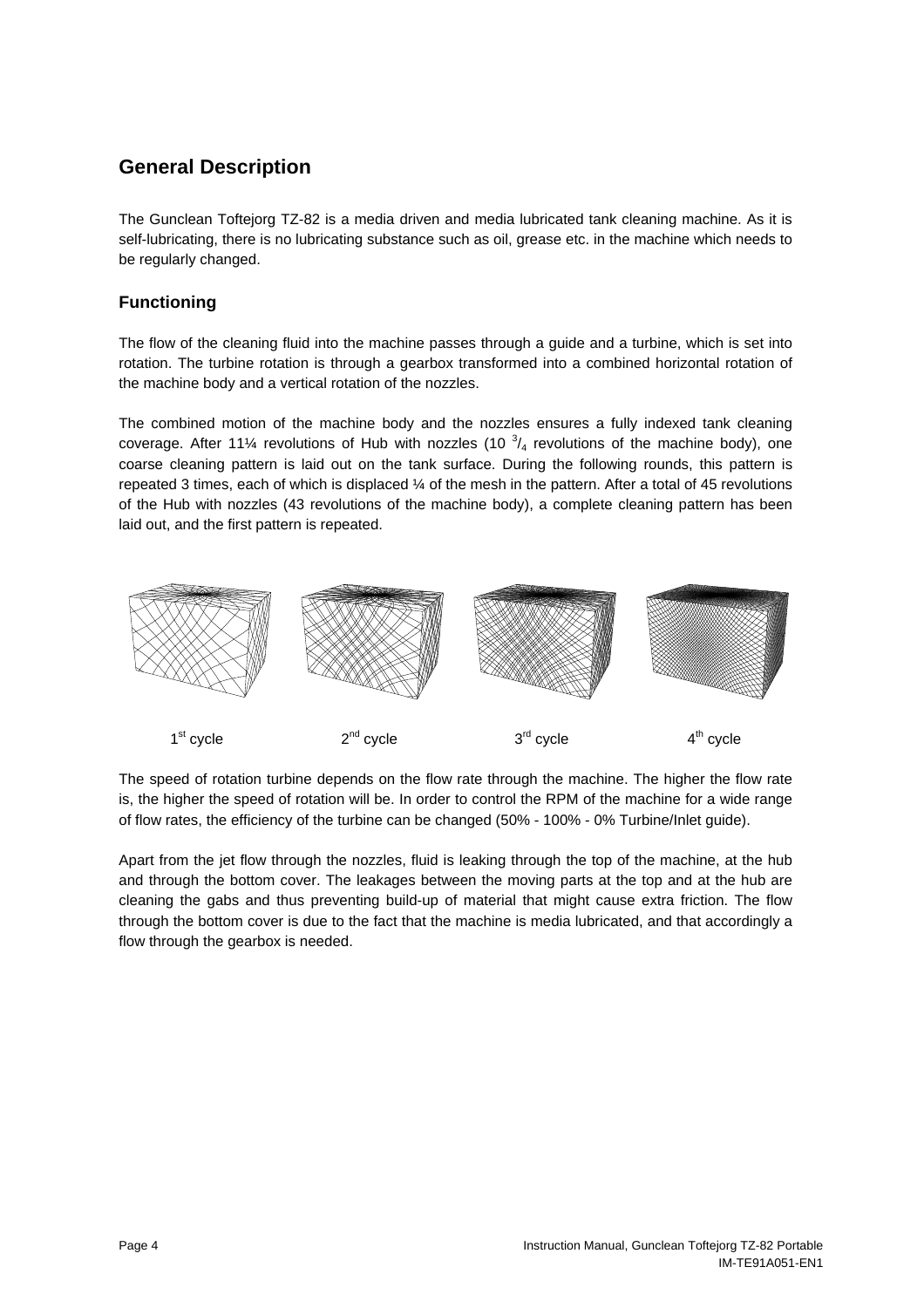## General Description

The Gunclean Toftejorg TZ-82 is a media driven and media lubricated tank cleaning machine. As it is self-lubricating, there is no lubricating substance such as oil, grease etc. in the machine which needs to be regularly changed.

### Functioning

The flow of the cleaning fluid into the machine passes through a guide and a turbine, which is set into rotation. The turbine rotation is through a gearbox transformed into a combined horizontal rotation of the machine body and a vertical rotation of the nozzles.

The combined motion of the machine body and the nozzles ensures a fully indexed tank cleaning coverage. After 11¼ revolutions of Hub with nozzles (10 $^{3}/_{4}$ revolutions of the machine body), one coarse cleaning pattern is laid out on the tank surface. During the following rounds, this pattern is repeated 3 times, each of which is displaced ¼ of the mesh in the pattern. After a total of 45 revolutions of the Hub with nozzles (43 revolutions of the machine body), a complete cleaning pattern has been laid out, and the first pattern is repeated.

1st cycle   2nd cycle   3rd cycle   4th cycle

The speed of rotation turbine depends on the flow rate through the machine. The higher the flow rate is, the higher the speed of rotation will be. In order to control the RPM of the machine for a wide range of flow rates, the efficiency of the turbine can be changed (50% - 100% - 0% Turbine/Inlet guide).

Apart from the jet flow through the nozzles, fluid is leaking through the top of the machine, at the hub and through the bottom cover. The leakages between the moving parts at the top and at the hub are cleaning the gabs and thus preventing build-up of material that might cause extra friction. The flow through the bottom cover is due to the fact that the machine is media lubricated, and that accordingly a flow through the gearbox is needed.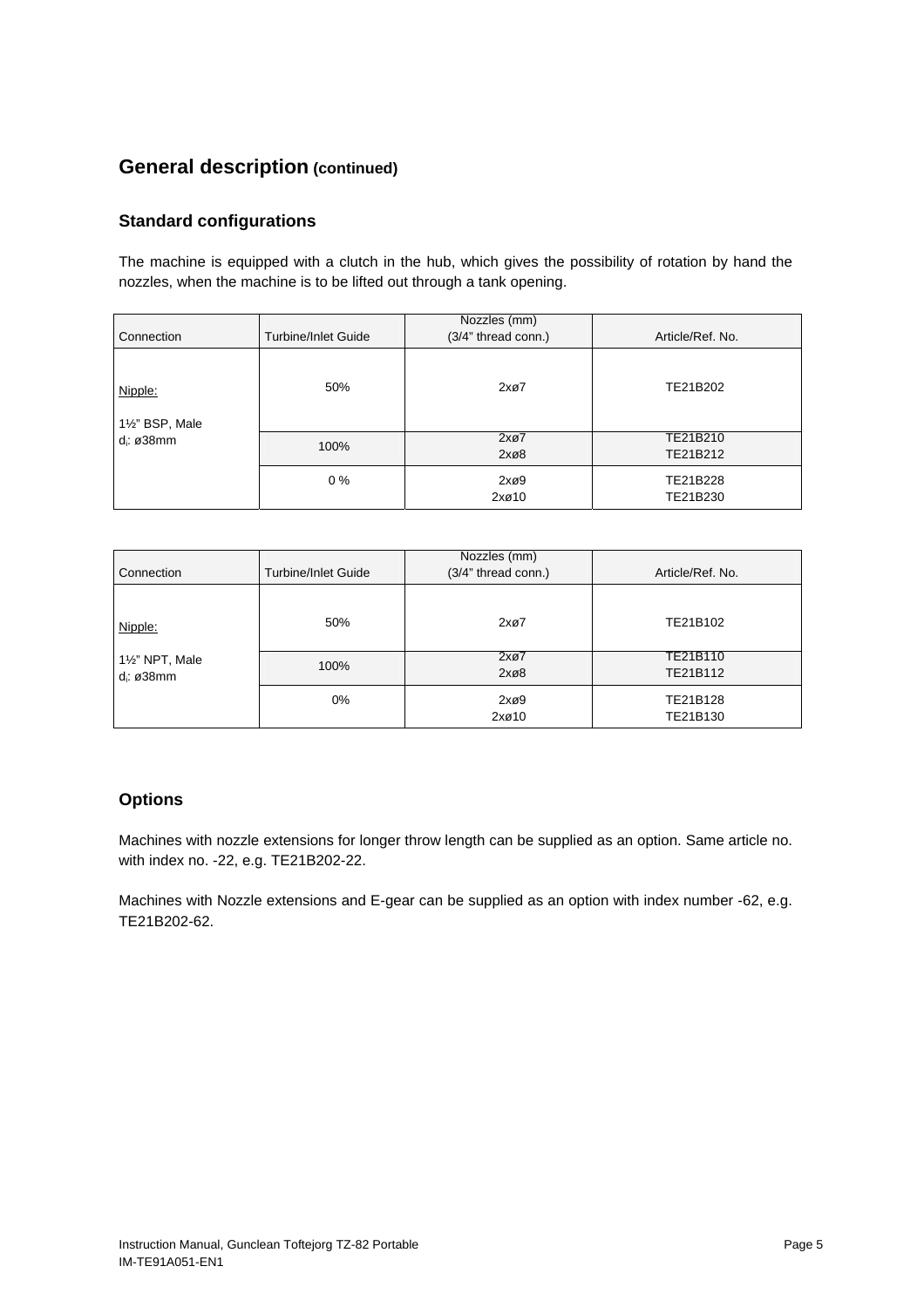## General description (continued)

### Standard configurations

The machine is equipped with a clutch in the hub, which gives the possibility of rotation by hand the nozzles, when the machine is to be lifted out through a tank opening.

| Connection | Turbine/Inlet Guide | Nozzles (mm) (3/4" thread conn.) | Article/Ref. No. |
|---|---|---|---|
| Nipple: 1½" BSP, Male $d_i$: ø38mm | 50% | 2xø7 | TE21B202 |
| | 100% | 2xø7<br>2xø8 | TE21B210<br>TE21B212 |
| | 0 % | 2xø9<br>2xø10 | TE21B228<br>TE21B230 |

| Connection | Turbine/Inlet Guide | Nozzles (mm) (3/4" thread conn.) | Article/Ref. No. |
|---|---|---|---|
| Nipple: 1½" NPT, Male $d_i$: ø38mm | 50% | 2xø7 | TE21B102 |
| | 100% | 2xø7<br>2xø8 | TE21B110<br>TE21B112 |
| | 0% | 2xø9<br>2xø10 | TE21B128<br>TE21B130 |

### Options

Machines with nozzle extensions for longer throw length can be supplied as an option. Same article no. with index no. -22, e.g. TE21B202-22.

Machines with Nozzle extensions and E-gear can be supplied as an option with index number -62, e.g. TE21B202-62.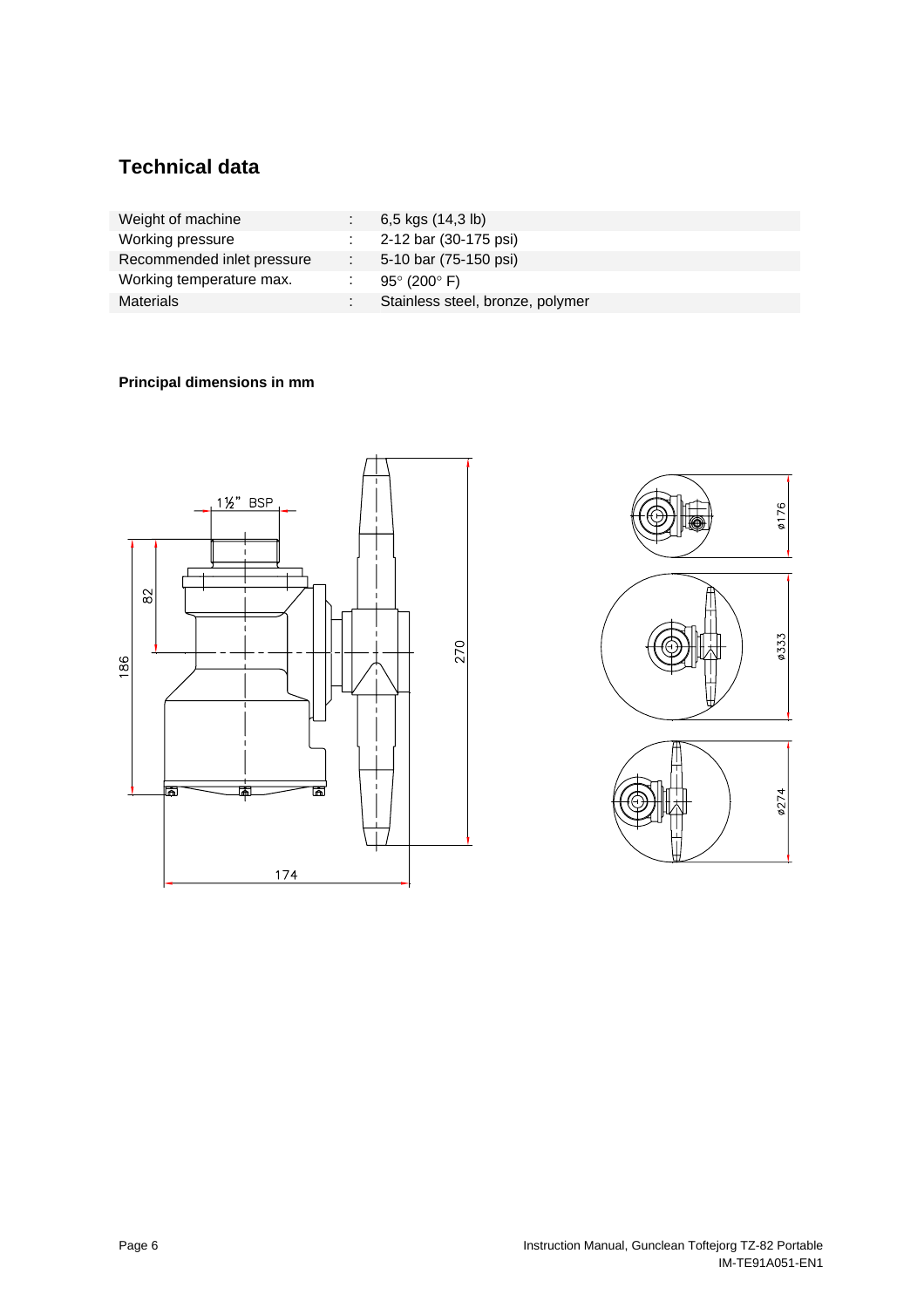## Technical data

| | | |
|---|---|---|
| Weight of machine | : | 6,5 kgs (14,3 lb) |
| Working pressure | : | 2-12 bar (30-175 psi) |
| Recommended inlet pressure | : | 5-10 bar (75-150 psi) |
| Working temperature max. | : | 95° (200° F) |
| Materials | : | Stainless steel, bronze, polymer |

**Principal dimensions in mm**

1½" BSP

82

186

270

174

ø176

ø333

ø274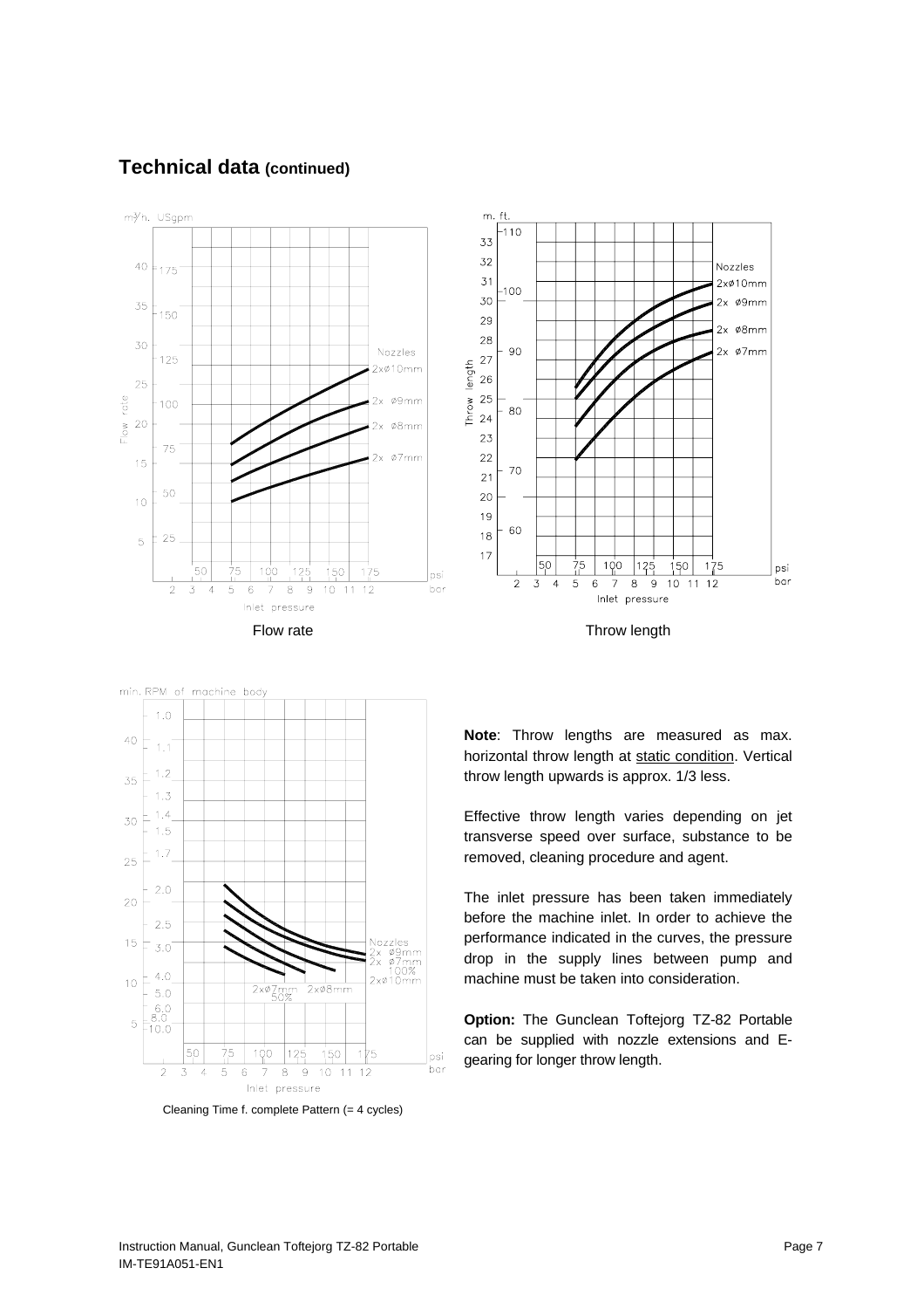## Technical data (continued)

Flow rate

Throw length

Cleaning Time f. complete Pattern (= 4 cycles)

**Note**: Throw lengths are measured as max. horizontal throw length at static condition. Vertical throw length upwards is approx. 1/3 less.

Effective throw length varies depending on jet transverse speed over surface, substance to be removed, cleaning procedure and agent.

The inlet pressure has been taken immediately before the machine inlet. In order to achieve the performance indicated in the curves, the pressure drop in the supply lines between pump and machine must be taken into consideration.

**Option:** The Gunclean Toftejorg TZ-82 Portable can be supplied with nozzle extensions and E-gearing for longer throw length.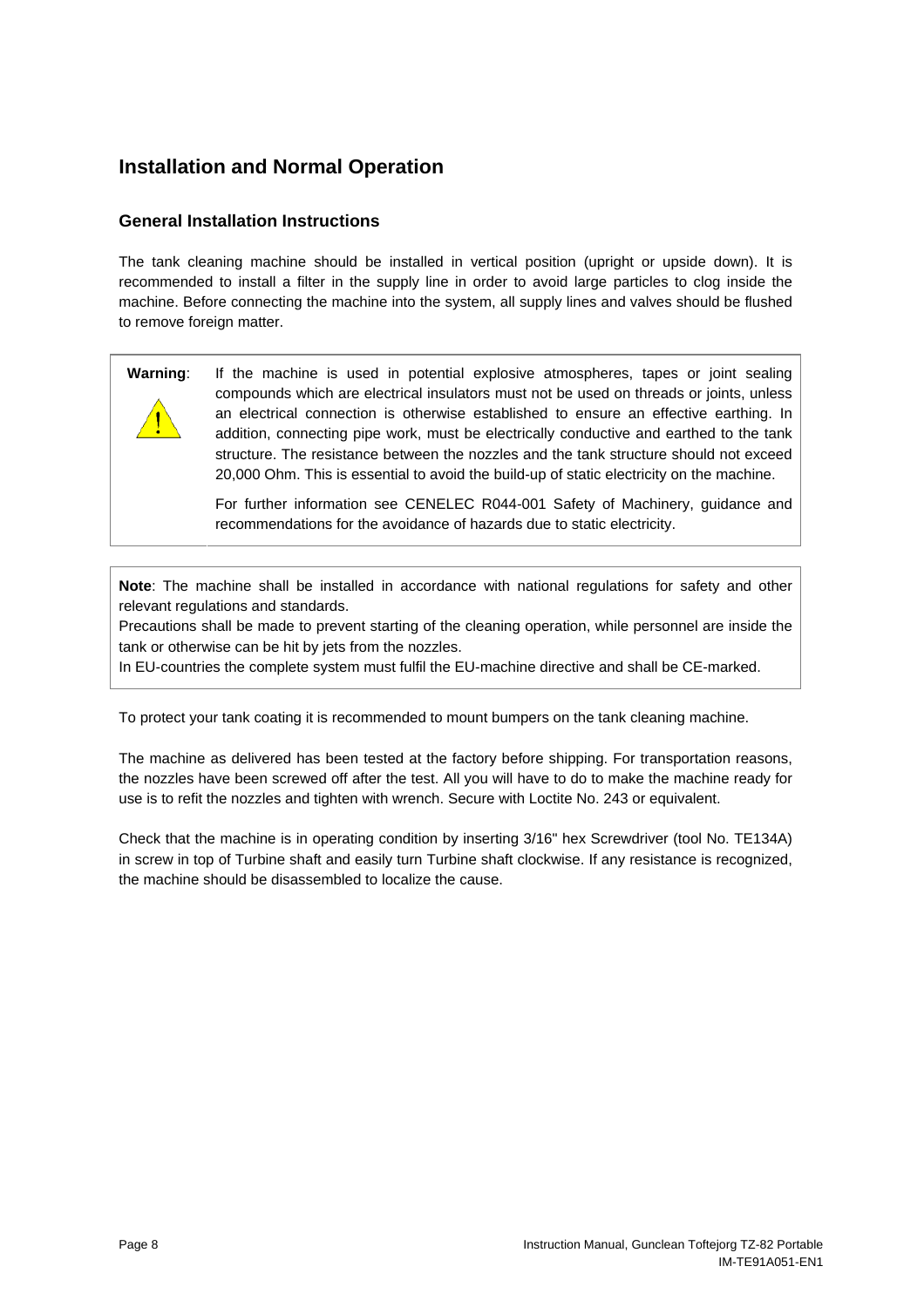# Installation and Normal Operation

## General Installation Instructions

The tank cleaning machine should be installed in vertical position (upright or upside down). It is recommended to install a filter in the supply line in order to avoid large particles to clog inside the machine. Before connecting the machine into the system, all supply lines and valves should be flushed to remove foreign matter.

**Warning**: If the machine is used in potential explosive atmospheres, tapes or joint sealing compounds which are electrical insulators must not be used on threads or joints, unless an electrical connection is otherwise established to ensure an effective earthing. In addition, connecting pipe work, must be electrically conductive and earthed to the tank structure. The resistance between the nozzles and the tank structure should not exceed 20,000 Ohm. This is essential to avoid the build-up of static electricity on the machine.

For further information see CENELEC R044-001 Safety of Machinery, guidance and recommendations for the avoidance of hazards due to static electricity.

**Note**: The machine shall be installed in accordance with national regulations for safety and other relevant regulations and standards.
Precautions shall be made to prevent starting of the cleaning operation, while personnel are inside the tank or otherwise can be hit by jets from the nozzles.
In EU-countries the complete system must fulfil the EU-machine directive and shall be CE-marked.

To protect your tank coating it is recommended to mount bumpers on the tank cleaning machine.

The machine as delivered has been tested at the factory before shipping. For transportation reasons, the nozzles have been screwed off after the test. All you will have to do to make the machine ready for use is to refit the nozzles and tighten with wrench. Secure with Loctite No. 243 or equivalent.

Check that the machine is in operating condition by inserting 3/16" hex Screwdriver (tool No. TE134A) in screw in top of Turbine shaft and easily turn Turbine shaft clockwise. If any resistance is recognized, the machine should be disassembled to localize the cause.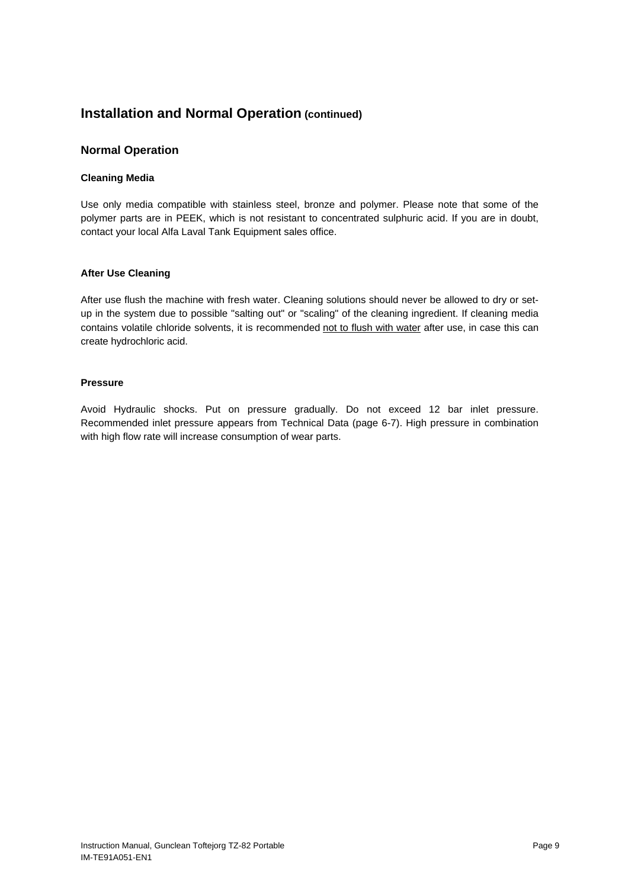# Installation and Normal Operation (continued)

## Normal Operation

### Cleaning Media

Use only media compatible with stainless steel, bronze and polymer. Please note that some of the polymer parts are in PEEK, which is not resistant to concentrated sulphuric acid. If you are in doubt, contact your local Alfa Laval Tank Equipment sales office.

### After Use Cleaning

After use flush the machine with fresh water. Cleaning solutions should never be allowed to dry or set-up in the system due to possible "salting out" or "scaling" of the cleaning ingredient. If cleaning media contains volatile chloride solvents, it is recommended <u>not to flush with water</u> after use, in case this can create hydrochloric acid.

### Pressure

Avoid Hydraulic shocks. Put on pressure gradually. Do not exceed 12 bar inlet pressure. Recommended inlet pressure appears from Technical Data (page 6-7). High pressure in combination with high flow rate will increase consumption of wear parts.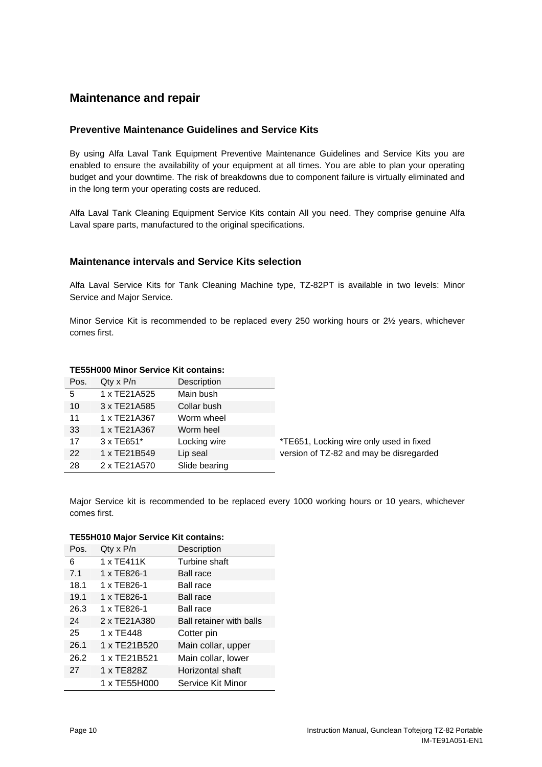## Maintenance and repair

### Preventive Maintenance Guidelines and Service Kits

By using Alfa Laval Tank Equipment Preventive Maintenance Guidelines and Service Kits you are enabled to ensure the availability of your equipment at all times. You are able to plan your operating budget and your downtime. The risk of breakdowns due to component failure is virtually eliminated and in the long term your operating costs are reduced.

Alfa Laval Tank Cleaning Equipment Service Kits contain All you need. They comprise genuine Alfa Laval spare parts, manufactured to the original specifications.

### Maintenance intervals and Service Kits selection

Alfa Laval Service Kits for Tank Cleaning Machine type, TZ-82PT is available in two levels: Minor Service and Major Service.

Minor Service Kit is recommended to be replaced every 250 working hours or 2½ years, whichever comes first.

**TE55H000 Minor Service Kit contains:**

| Pos. | Qty x P/n | Description |
|---|---|---|
| 5 | 1 x TE21A525 | Main bush |
| 10 | 3 x TE21A585 | Collar bush |
| 11 | 1 x TE21A367 | Worm wheel |
| 33 | 1 x TE21A367 | Worm heel |
| 17 | 3 x TE651* | Locking wire |
| 22 | 1 x TE21B549 | Lip seal |
| 28 | 2 x TE21A570 | Slide bearing |

*TE651, Locking wire only used in fixed version of TZ-82 and may be disregarded

Major Service kit is recommended to be replaced every 1000 working hours or 10 years, whichever comes first.

**TE55H010 Major Service Kit contains:**

| Pos. | Qty x P/n | Description |
|---|---|---|
| 6 | 1 x TE411K | Turbine shaft |
| 7.1 | 1 x TE826-1 | Ball race |
| 18.1 | 1 x TE826-1 | Ball race |
| 19.1 | 1 x TE826-1 | Ball race |
| 26.3 | 1 x TE826-1 | Ball race |
| 24 | 2 x TE21A380 | Ball retainer with balls |
| 25 | 1 x TE448 | Cotter pin |
| 26.1 | 1 x TE21B520 | Main collar, upper |
| 26.2 | 1 x TE21B521 | Main collar, lower |
| 27 | 1 x TE828Z | Horizontal shaft |
| | 1 x TE55H000 | Service Kit Minor |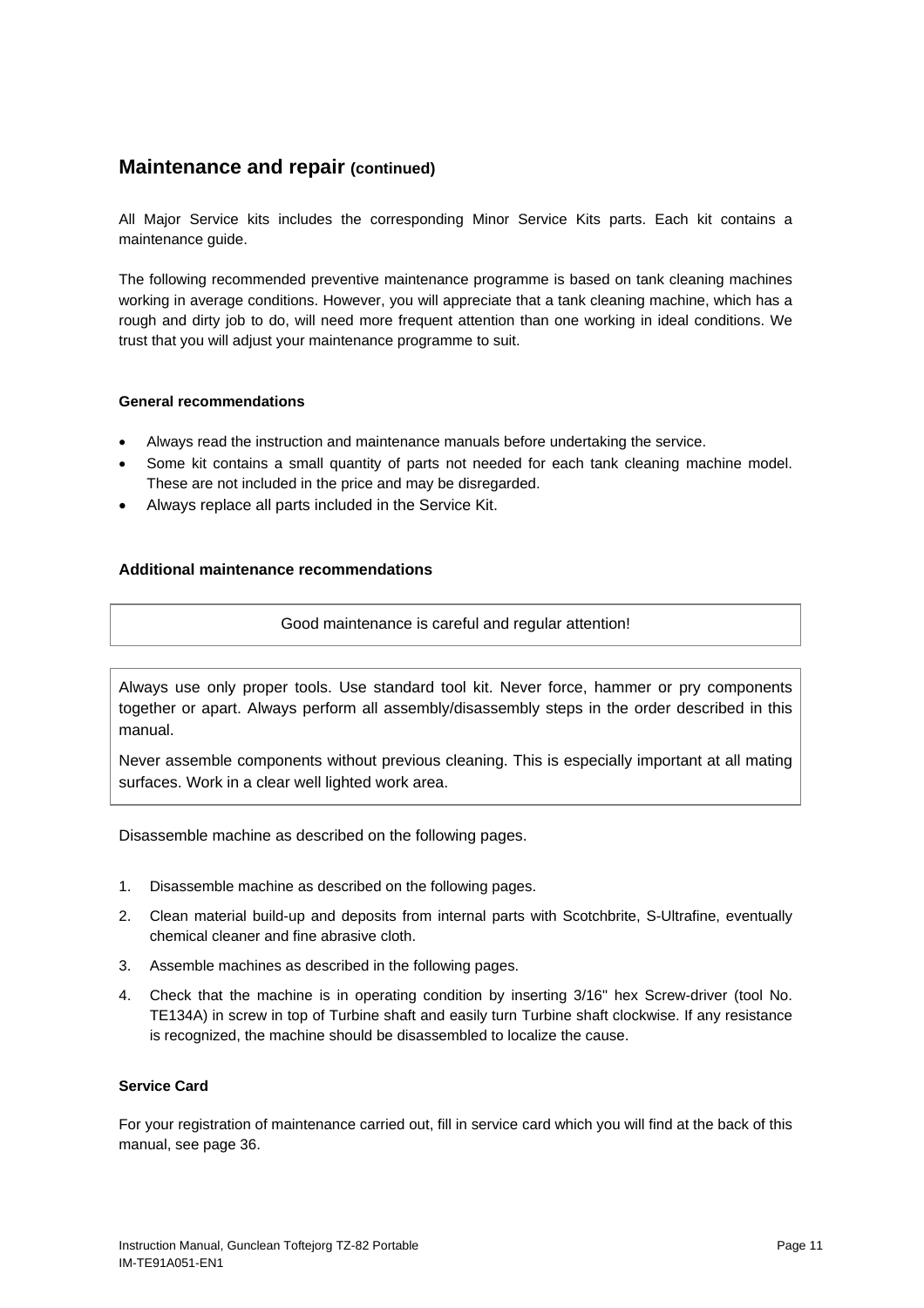## Maintenance and repair (continued)

All Major Service kits includes the corresponding Minor Service Kits parts. Each kit contains a maintenance guide.

The following recommended preventive maintenance programme is based on tank cleaning machines working in average conditions. However, you will appreciate that a tank cleaning machine, which has a rough and dirty job to do, will need more frequent attention than one working in ideal conditions. We trust that you will adjust your maintenance programme to suit.

#### General recommendations

- Always read the instruction and maintenance manuals before undertaking the service.
- Some kit contains a small quantity of parts not needed for each tank cleaning machine model. These are not included in the price and may be disregarded.
- Always replace all parts included in the Service Kit.

#### Additional maintenance recommendations

Good maintenance is careful and regular attention!

Always use only proper tools. Use standard tool kit. Never force, hammer or pry components together or apart. Always perform all assembly/disassembly steps in the order described in this manual.

Never assemble components without previous cleaning. This is especially important at all mating surfaces. Work in a clear well lighted work area.

Disassemble machine as described on the following pages.

1. Disassemble machine as described on the following pages.
2. Clean material build-up and deposits from internal parts with Scotchbrite, S-Ultrafine, eventually chemical cleaner and fine abrasive cloth.
3. Assemble machines as described in the following pages.
4. Check that the machine is in operating condition by inserting 3/16" hex Screw-driver (tool No. TE134A) in screw in top of Turbine shaft and easily turn Turbine shaft clockwise. If any resistance is recognized, the machine should be disassembled to localize the cause.

#### Service Card

For your registration of maintenance carried out, fill in service card which you will find at the back of this manual, see page 36.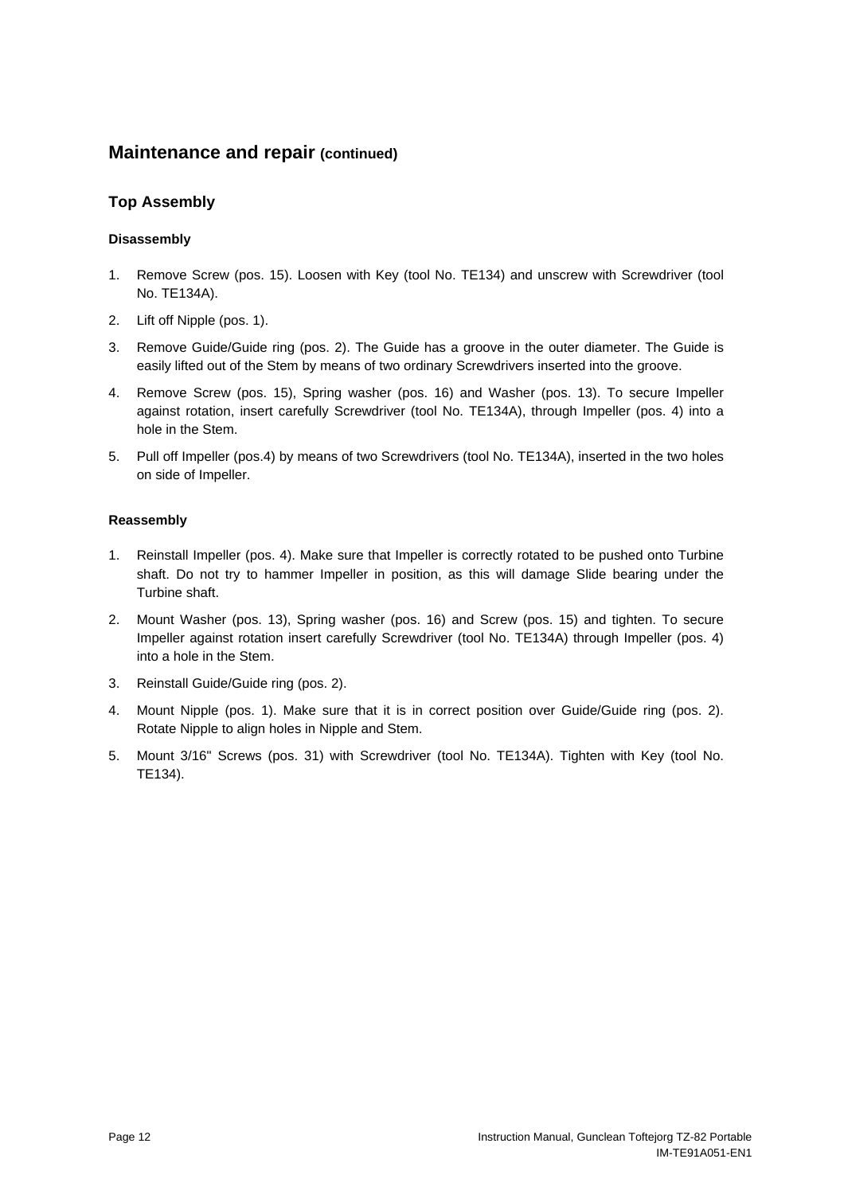## Maintenance and repair **(continued)**

### Top Assembly

#### Disassembly

1. Remove Screw (pos. 15). Loosen with Key (tool No. TE134) and unscrew with Screwdriver (tool No. TE134A).
2. Lift off Nipple (pos. 1).
3. Remove Guide/Guide ring (pos. 2). The Guide has a groove in the outer diameter. The Guide is easily lifted out of the Stem by means of two ordinary Screwdrivers inserted into the groove.
4. Remove Screw (pos. 15), Spring washer (pos. 16) and Washer (pos. 13). To secure Impeller against rotation, insert carefully Screwdriver (tool No. TE134A), through Impeller (pos. 4) into a hole in the Stem.
5. Pull off Impeller (pos.4) by means of two Screwdrivers (tool No. TE134A), inserted in the two holes on side of Impeller.

#### Reassembly

1. Reinstall Impeller (pos. 4). Make sure that Impeller is correctly rotated to be pushed onto Turbine shaft. Do not try to hammer Impeller in position, as this will damage Slide bearing under the Turbine shaft.
2. Mount Washer (pos. 13), Spring washer (pos. 16) and Screw (pos. 15) and tighten. To secure Impeller against rotation insert carefully Screwdriver (tool No. TE134A) through Impeller (pos. 4) into a hole in the Stem.
3. Reinstall Guide/Guide ring (pos. 2).
4. Mount Nipple (pos. 1). Make sure that it is in correct position over Guide/Guide ring (pos. 2). Rotate Nipple to align holes in Nipple and Stem.
5. Mount 3/16" Screws (pos. 31) with Screwdriver (tool No. TE134A). Tighten with Key (tool No. TE134).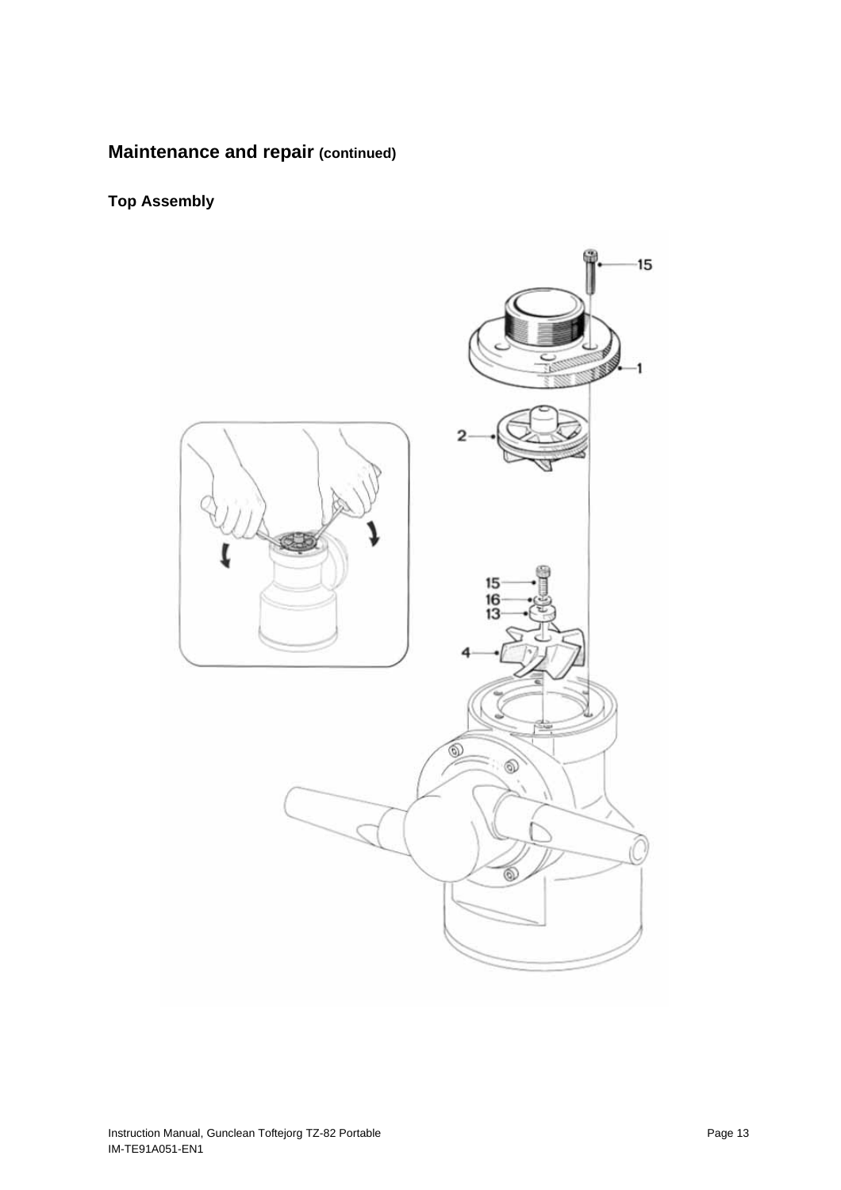## Maintenance and repair (continued)

### Top Assembly

15

1

2

15

16

13

4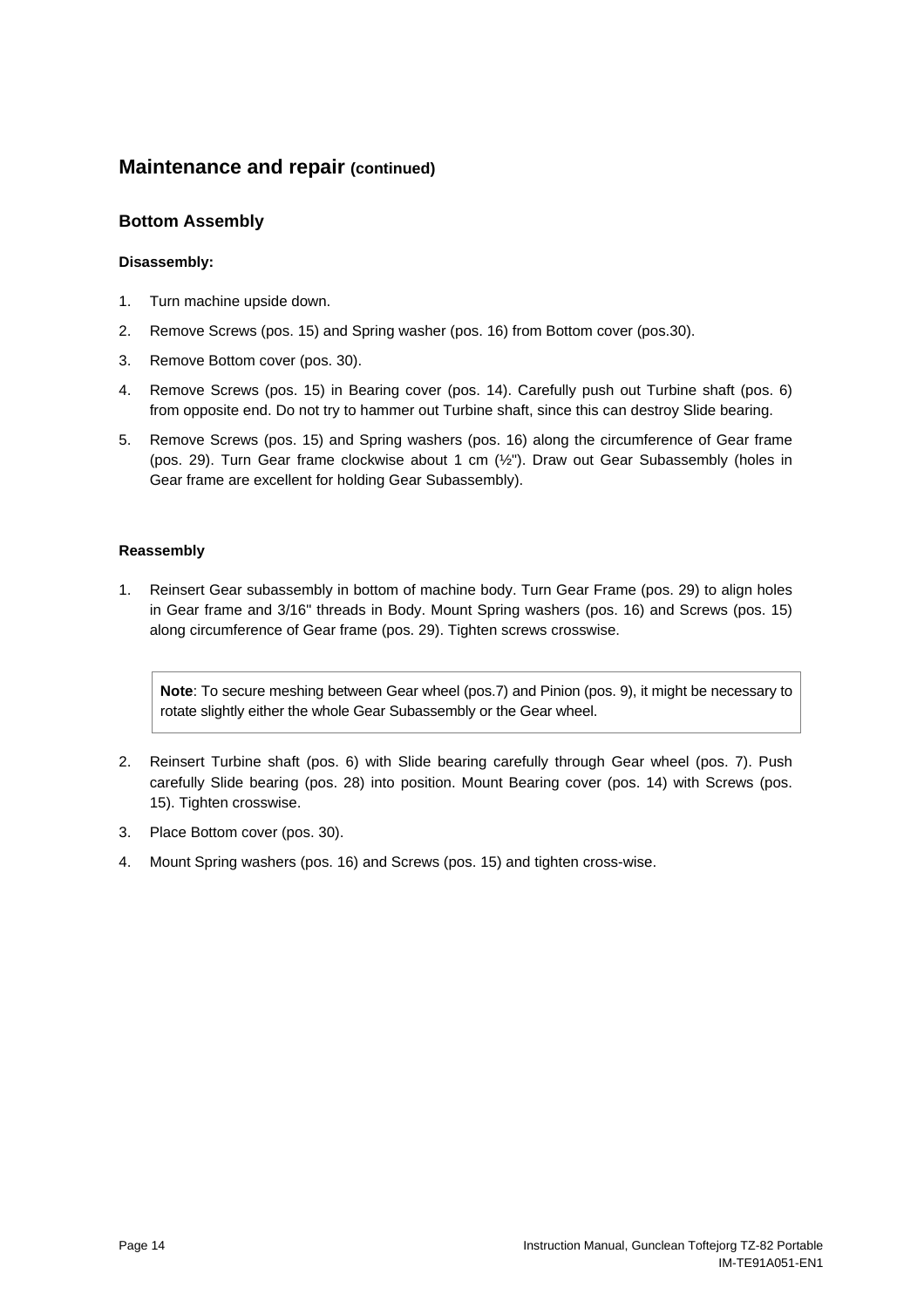## Maintenance and repair (continued)

### Bottom Assembly

**Disassembly:**

1. Turn machine upside down.
2. Remove Screws (pos. 15) and Spring washer (pos. 16) from Bottom cover (pos.30).
3. Remove Bottom cover (pos. 30).
4. Remove Screws (pos. 15) in Bearing cover (pos. 14). Carefully push out Turbine shaft (pos. 6) from opposite end. Do not try to hammer out Turbine shaft, since this can destroy Slide bearing.
5. Remove Screws (pos. 15) and Spring washers (pos. 16) along the circumference of Gear frame (pos. 29). Turn Gear frame clockwise about 1 cm (½"). Draw out Gear Subassembly (holes in Gear frame are excellent for holding Gear Subassembly).

**Reassembly**

1. Reinsert Gear subassembly in bottom of machine body. Turn Gear Frame (pos. 29) to align holes in Gear frame and 3/16" threads in Body. Mount Spring washers (pos. 16) and Screws (pos. 15) along circumference of Gear frame (pos. 29). Tighten screws crosswise.

> **Note**: To secure meshing between Gear wheel (pos.7) and Pinion (pos. 9), it might be necessary to rotate slightly either the whole Gear Subassembly or the Gear wheel.

2. Reinsert Turbine shaft (pos. 6) with Slide bearing carefully through Gear wheel (pos. 7). Push carefully Slide bearing (pos. 28) into position. Mount Bearing cover (pos. 14) with Screws (pos. 15). Tighten crosswise.
3. Place Bottom cover (pos. 30).
4. Mount Spring washers (pos. 16) and Screws (pos. 15) and tighten cross-wise.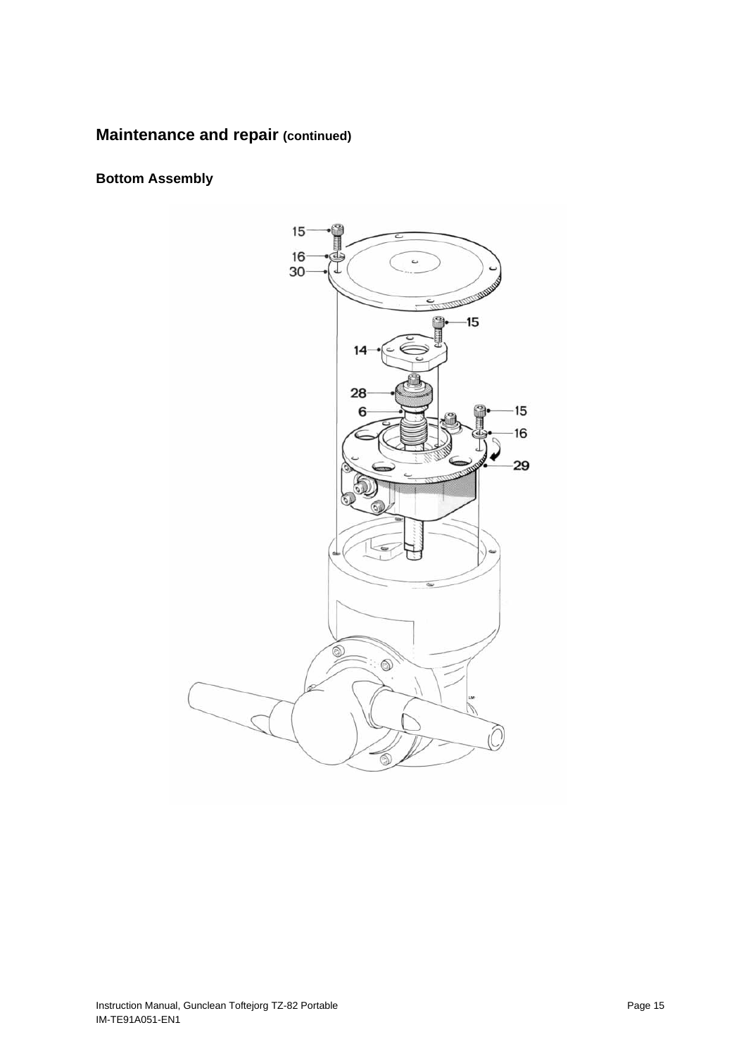## Maintenance and repair (continued)

### Bottom Assembly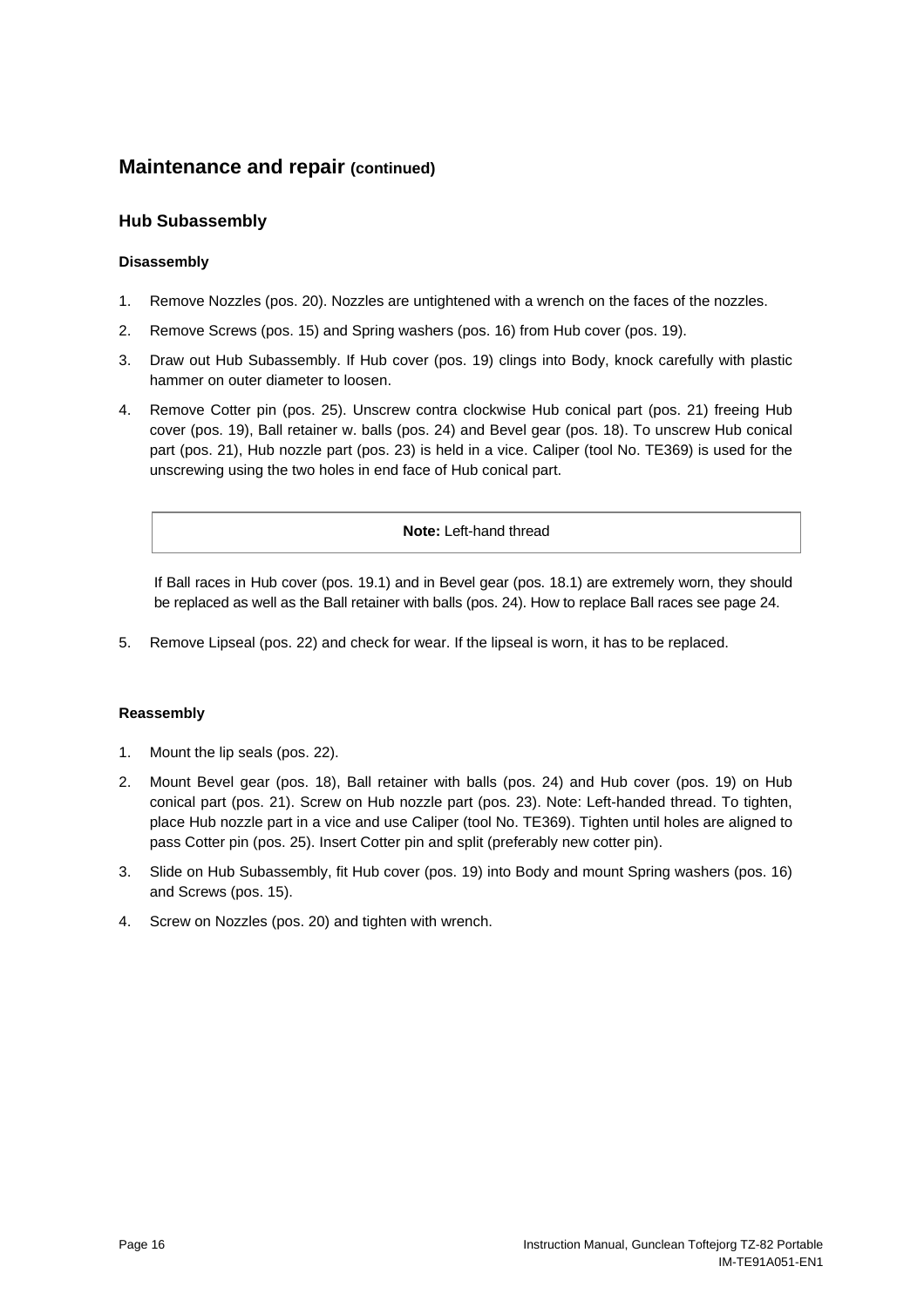## Maintenance and repair (continued)

### Hub Subassembly

**Disassembly**

1. Remove Nozzles (pos. 20). Nozzles are untightened with a wrench on the faces of the nozzles.
2. Remove Screws (pos. 15) and Spring washers (pos. 16) from Hub cover (pos. 19).
3. Draw out Hub Subassembly. If Hub cover (pos. 19) clings into Body, knock carefully with plastic hammer on outer diameter to loosen.
4. Remove Cotter pin (pos. 25). Unscrew contra clockwise Hub conical part (pos. 21) freeing Hub cover (pos. 19), Ball retainer w. balls (pos. 24) and Bevel gear (pos. 18). To unscrew Hub conical part (pos. 21), Hub nozzle part (pos. 23) is held in a vice. Caliper (tool No. TE369) is used for the unscrewing using the two holes in end face of Hub conical part.

   **Note:** Left-hand thread

   If Ball races in Hub cover (pos. 19.1) and in Bevel gear (pos. 18.1) are extremely worn, they should be replaced as well as the Ball retainer with balls (pos. 24). How to replace Ball races see page 24.

5. Remove Lipseal (pos. 22) and check for wear. If the lipseal is worn, it has to be replaced.

**Reassembly**

1. Mount the lip seals (pos. 22).
2. Mount Bevel gear (pos. 18), Ball retainer with balls (pos. 24) and Hub cover (pos. 19) on Hub conical part (pos. 21). Screw on Hub nozzle part (pos. 23). Note: Left-handed thread. To tighten, place Hub nozzle part in a vice and use Caliper (tool No. TE369). Tighten until holes are aligned to pass Cotter pin (pos. 25). Insert Cotter pin and split (preferably new cotter pin).
3. Slide on Hub Subassembly, fit Hub cover (pos. 19) into Body and mount Spring washers (pos. 16) and Screws (pos. 15).
4. Screw on Nozzles (pos. 20) and tighten with wrench.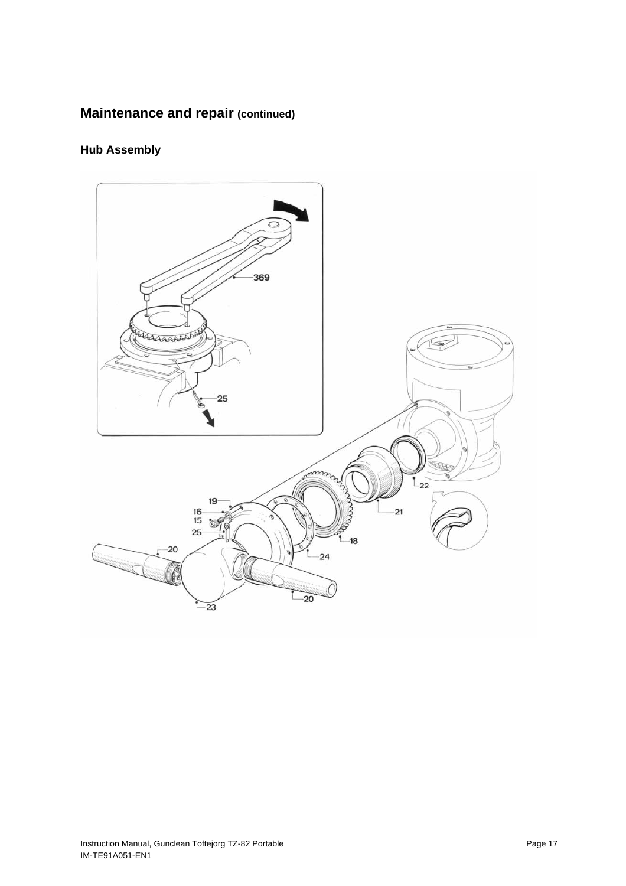## Maintenance and repair (continued)

### Hub Assembly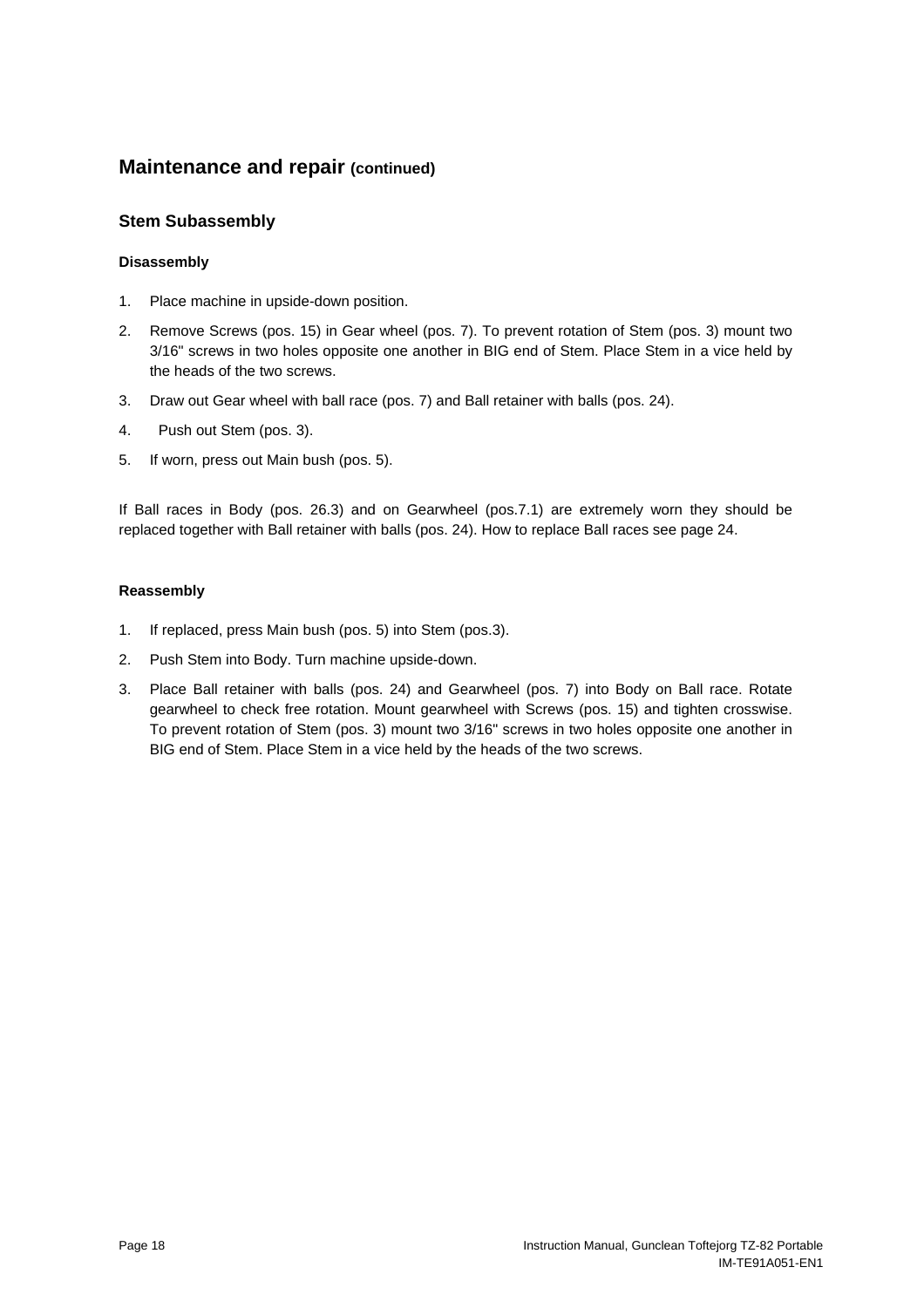## Maintenance and repair (continued)

### Stem Subassembly

#### Disassembly

1. Place machine in upside-down position.
2. Remove Screws (pos. 15) in Gear wheel (pos. 7). To prevent rotation of Stem (pos. 3) mount two 3/16" screws in two holes opposite one another in BIG end of Stem. Place Stem in a vice held by the heads of the two screws.
3. Draw out Gear wheel with ball race (pos. 7) and Ball retainer with balls (pos. 24).
4. Push out Stem (pos. 3).
5. If worn, press out Main bush (pos. 5).

If Ball races in Body (pos. 26.3) and on Gearwheel (pos.7.1) are extremely worn they should be replaced together with Ball retainer with balls (pos. 24). How to replace Ball races see page 24.

#### Reassembly

1. If replaced, press Main bush (pos. 5) into Stem (pos.3).
2. Push Stem into Body. Turn machine upside-down.
3. Place Ball retainer with balls (pos. 24) and Gearwheel (pos. 7) into Body on Ball race. Rotate gearwheel to check free rotation. Mount gearwheel with Screws (pos. 15) and tighten crosswise. To prevent rotation of Stem (pos. 3) mount two 3/16" screws in two holes opposite one another in BIG end of Stem. Place Stem in a vice held by the heads of the two screws.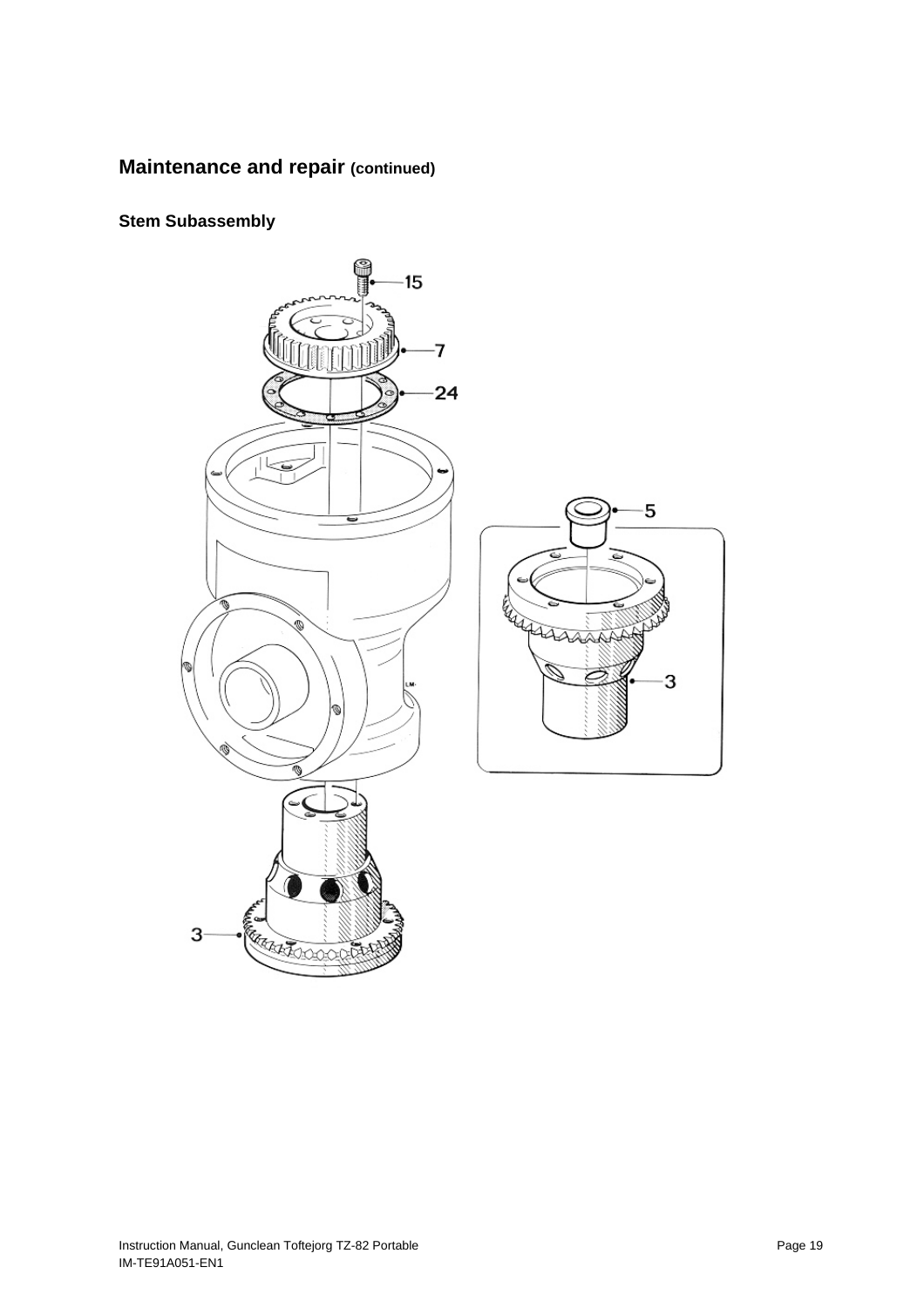## Maintenance and repair (continued)

### Stem Subassembly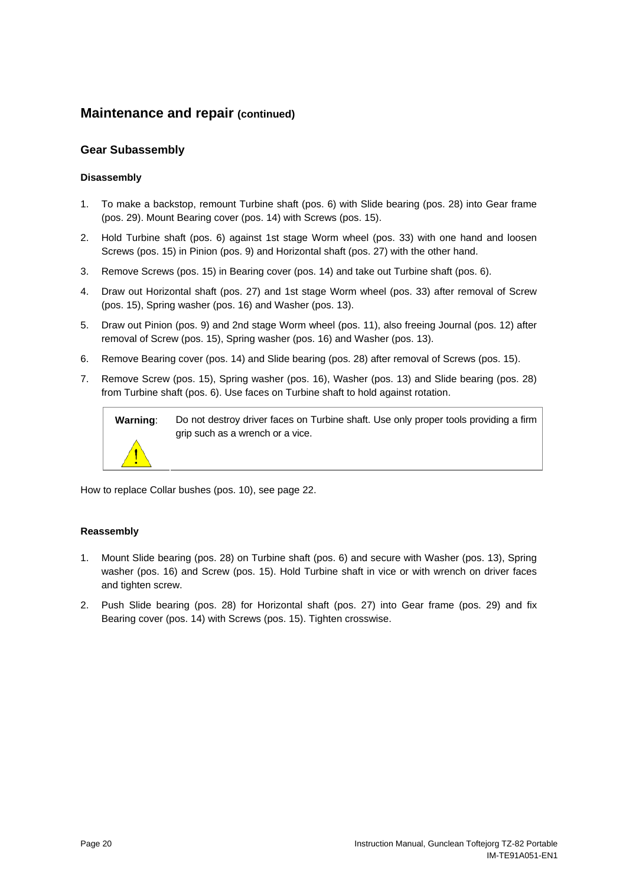## Maintenance and repair (continued)

### Gear Subassembly

#### Disassembly

1. To make a backstop, remount Turbine shaft (pos. 6) with Slide bearing (pos. 28) into Gear frame (pos. 29). Mount Bearing cover (pos. 14) with Screws (pos. 15).
2. Hold Turbine shaft (pos. 6) against 1st stage Worm wheel (pos. 33) with one hand and loosen Screws (pos. 15) in Pinion (pos. 9) and Horizontal shaft (pos. 27) with the other hand.
3. Remove Screws (pos. 15) in Bearing cover (pos. 14) and take out Turbine shaft (pos. 6).
4. Draw out Horizontal shaft (pos. 27) and 1st stage Worm wheel (pos. 33) after removal of Screw (pos. 15), Spring washer (pos. 16) and Washer (pos. 13).
5. Draw out Pinion (pos. 9) and 2nd stage Worm wheel (pos. 11), also freeing Journal (pos. 12) after removal of Screw (pos. 15), Spring washer (pos. 16) and Washer (pos. 13).
6. Remove Bearing cover (pos. 14) and Slide bearing (pos. 28) after removal of Screws (pos. 15).
7. Remove Screw (pos. 15), Spring washer (pos. 16), Washer (pos. 13) and Slide bearing (pos. 28) from Turbine shaft (pos. 6). Use faces on Turbine shaft to hold against rotation.

| **Warning**: | Do not destroy driver faces on Turbine shaft. Use only proper tools providing a firm grip such as a wrench or a vice. |
|---|---|

How to replace Collar bushes (pos. 10), see page 22.

#### Reassembly

1. Mount Slide bearing (pos. 28) on Turbine shaft (pos. 6) and secure with Washer (pos. 13), Spring washer (pos. 16) and Screw (pos. 15). Hold Turbine shaft in vice or with wrench on driver faces and tighten screw.
2. Push Slide bearing (pos. 28) for Horizontal shaft (pos. 27) into Gear frame (pos. 29) and fix Bearing cover (pos. 14) with Screws (pos. 15). Tighten crosswise.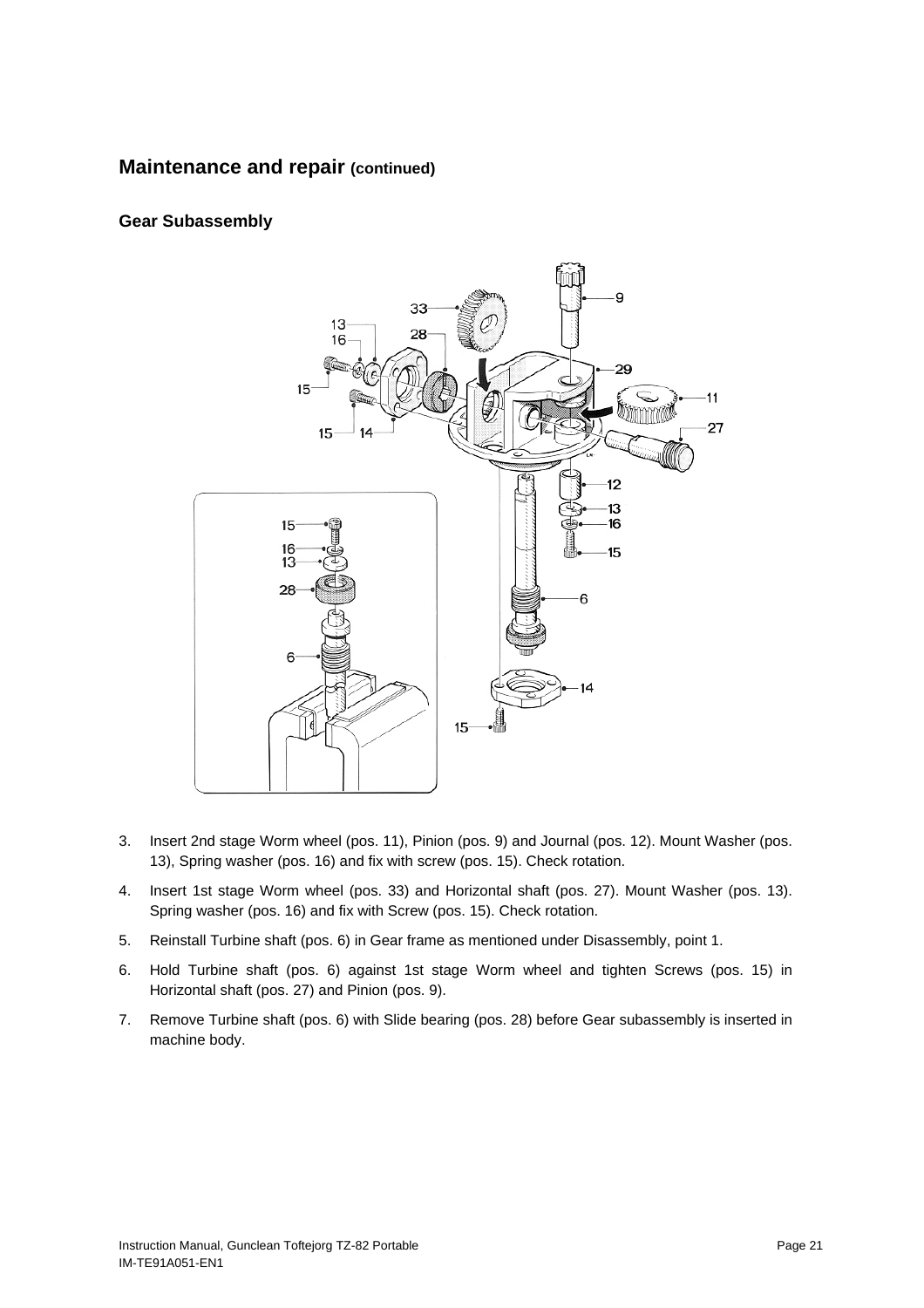## Maintenance and repair (continued)

### Gear Subassembly

3. Insert 2nd stage Worm wheel (pos. 11), Pinion (pos. 9) and Journal (pos. 12). Mount Washer (pos. 13), Spring washer (pos. 16) and fix with screw (pos. 15). Check rotation.
4. Insert 1st stage Worm wheel (pos. 33) and Horizontal shaft (pos. 27). Mount Washer (pos. 13). Spring washer (pos. 16) and fix with Screw (pos. 15). Check rotation.
5. Reinstall Turbine shaft (pos. 6) in Gear frame as mentioned under Disassembly, point 1.
6. Hold Turbine shaft (pos. 6) against 1st stage Worm wheel and tighten Screws (pos. 15) in Horizontal shaft (pos. 27) and Pinion (pos. 9).
7. Remove Turbine shaft (pos. 6) with Slide bearing (pos. 28) before Gear subassembly is inserted in machine body.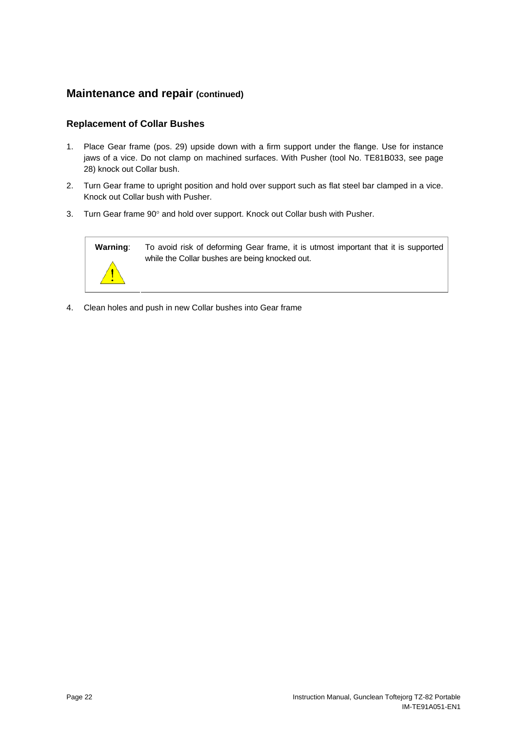## Maintenance and repair (continued)

### Replacement of Collar Bushes

1. Place Gear frame (pos. 29) upside down with a firm support under the flange. Use for instance jaws of a vice. Do not clamp on machined surfaces. With Pusher (tool No. TE81B033, see page 28) knock out Collar bush.
2. Turn Gear frame to upright position and hold over support such as flat steel bar clamped in a vice. Knock out Collar bush with Pusher.
3. Turn Gear frame 90° and hold over support. Knock out Collar bush with Pusher.

| **Warning**: | To avoid risk of deforming Gear frame, it is utmost important that it is supported while the Collar bushes are being knocked out. |
|---|---|

4. Clean holes and push in new Collar bushes into Gear frame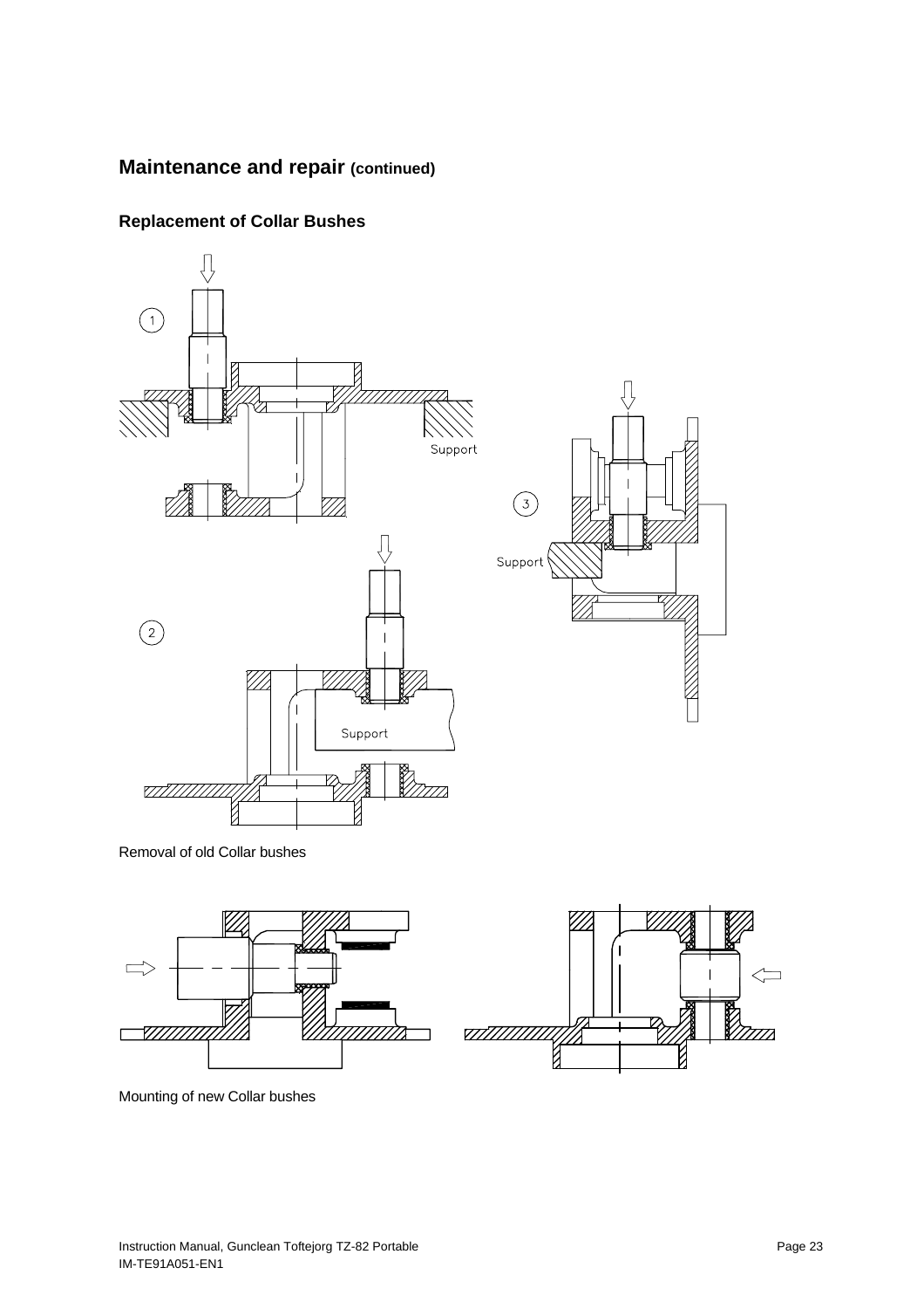## Maintenance and repair (continued)

### Replacement of Collar Bushes

Removal of old Collar bushes

Mounting of new Collar bushes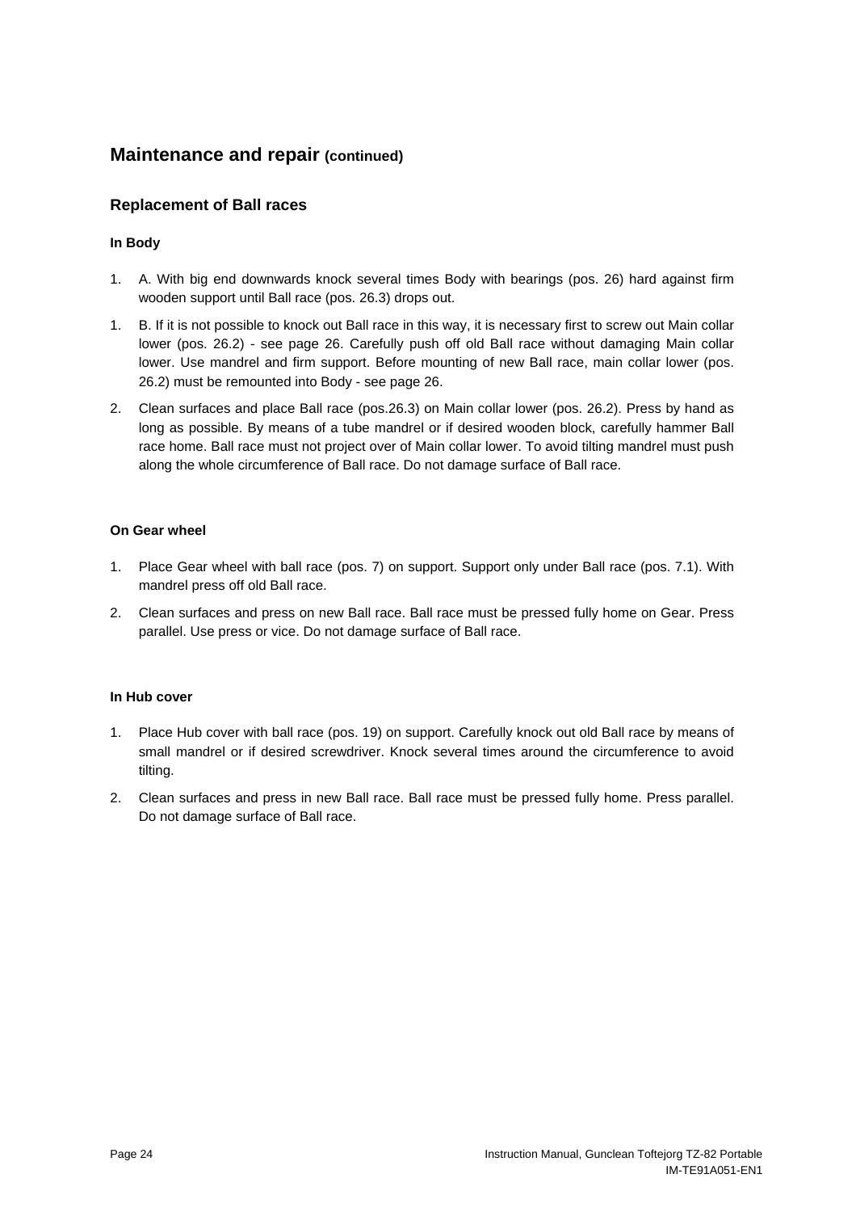## Maintenance and repair (continued)

### Replacement of Ball races

#### In Body

1. A. With big end downwards knock several times Body with bearings (pos. 26) hard against firm wooden support until Ball race (pos. 26.3) drops out.

1. B. If it is not possible to knock out Ball race in this way, it is necessary first to screw out Main collar lower (pos. 26.2) - see page 26. Carefully push off old Ball race without damaging Main collar lower. Use mandrel and firm support. Before mounting of new Ball race, main collar lower (pos. 26.2) must be remounted into Body - see page 26.

2. Clean surfaces and place Ball race (pos.26.3) on Main collar lower (pos. 26.2). Press by hand as long as possible. By means of a tube mandrel or if desired wooden block, carefully hammer Ball race home. Ball race must not project over of Main collar lower. To avoid tilting mandrel must push along the whole circumference of Ball race. Do not damage surface of Ball race.

#### On Gear wheel

1. Place Gear wheel with ball race (pos. 7) on support. Support only under Ball race (pos. 7.1). With mandrel press off old Ball race.
2. Clean surfaces and press on new Ball race. Ball race must be pressed fully home on Gear. Press parallel. Use press or vice. Do not damage surface of Ball race.

#### In Hub cover

1. Place Hub cover with ball race (pos. 19) on support. Carefully knock out old Ball race by means of small mandrel or if desired screwdriver. Knock several times around the circumference to avoid tilting.
2. Clean surfaces and press in new Ball race. Ball race must be pressed fully home. Press parallel. Do not damage surface of Ball race.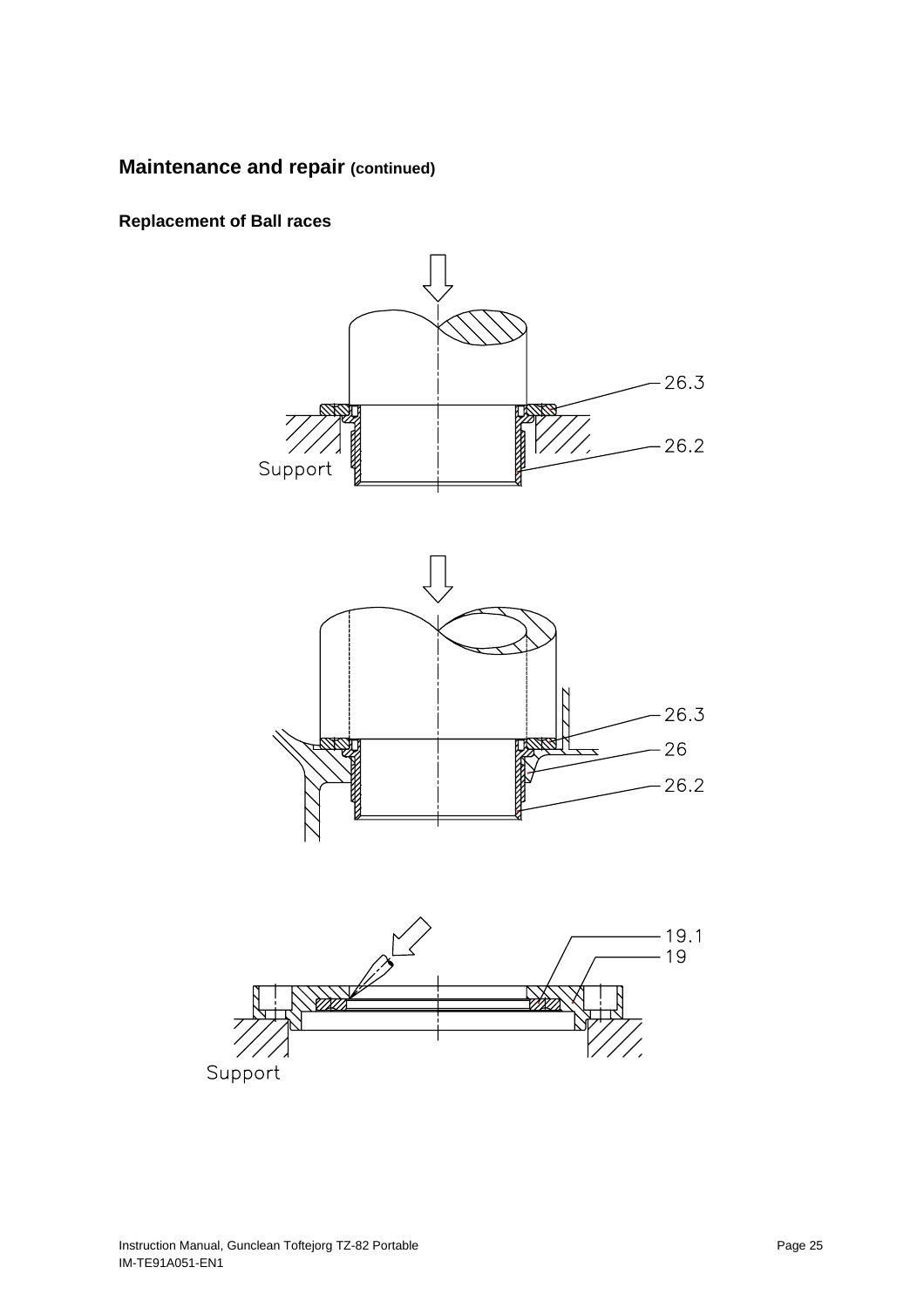## Maintenance and repair (continued)

### Replacement of Ball races

26.3

26.2

Support

26.3

26

26.2

19.1

19

Support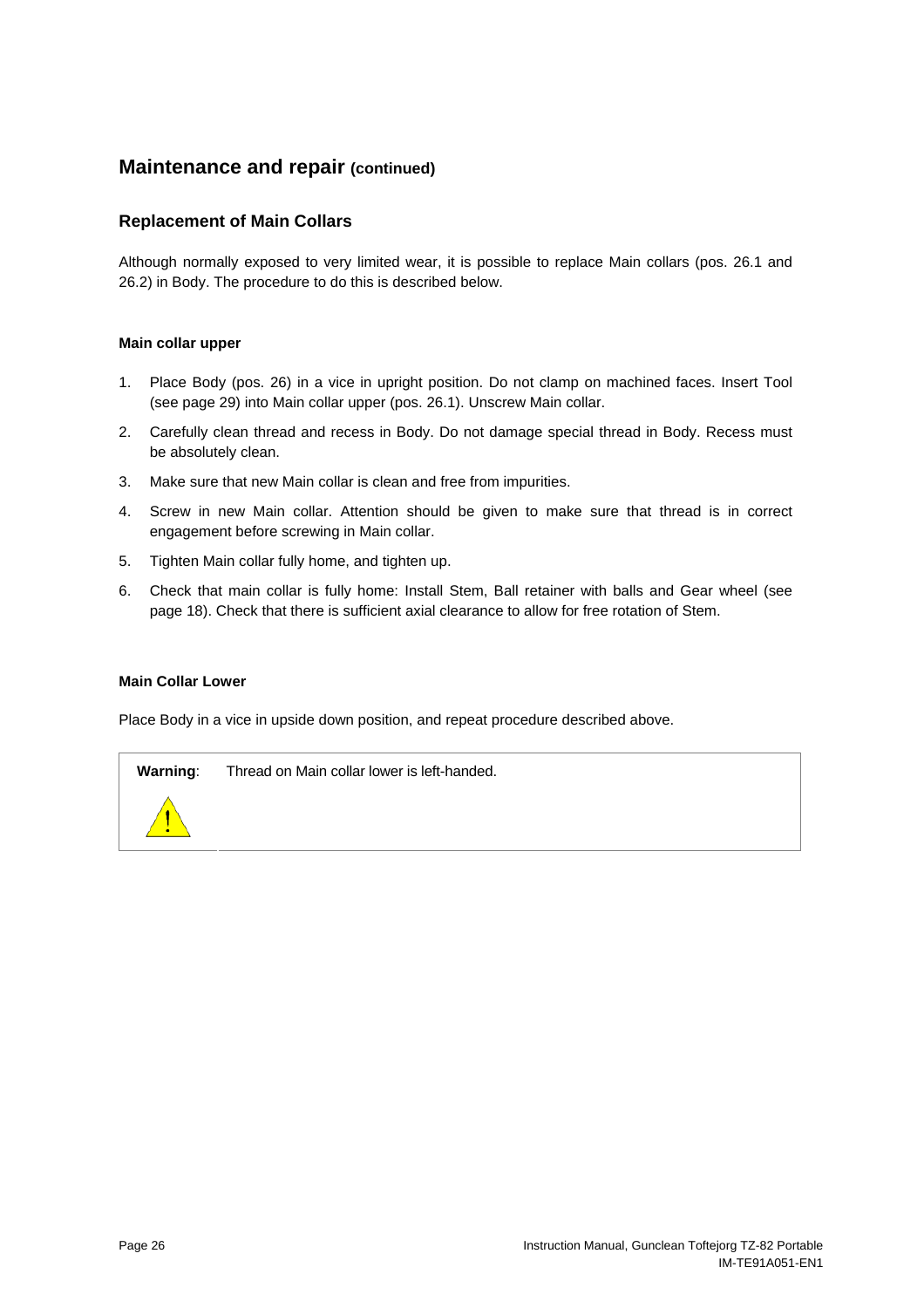## Maintenance and repair (continued)

### Replacement of Main Collars

Although normally exposed to very limited wear, it is possible to replace Main collars (pos. 26.1 and 26.2) in Body. The procedure to do this is described below.

#### Main collar upper

1. Place Body (pos. 26) in a vice in upright position. Do not clamp on machined faces. Insert Tool (see page 29) into Main collar upper (pos. 26.1). Unscrew Main collar.
2. Carefully clean thread and recess in Body. Do not damage special thread in Body. Recess must be absolutely clean.
3. Make sure that new Main collar is clean and free from impurities.
4. Screw in new Main collar. Attention should be given to make sure that thread is in correct engagement before screwing in Main collar.
5. Tighten Main collar fully home, and tighten up.
6. Check that main collar is fully home: Install Stem, Ball retainer with balls and Gear wheel (see page 18). Check that there is sufficient axial clearance to allow for free rotation of Stem.

#### Main Collar Lower

Place Body in a vice in upside down position, and repeat procedure described above.

| **Warning**: | Thread on Main collar lower is left-handed. |
|---|---|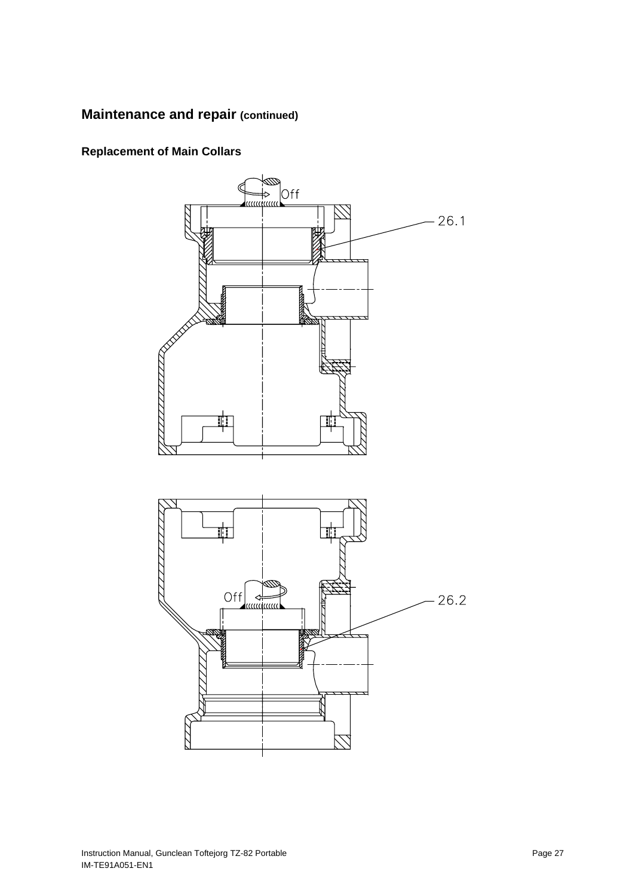## Maintenance and repair (continued)

### Replacement of Main Collars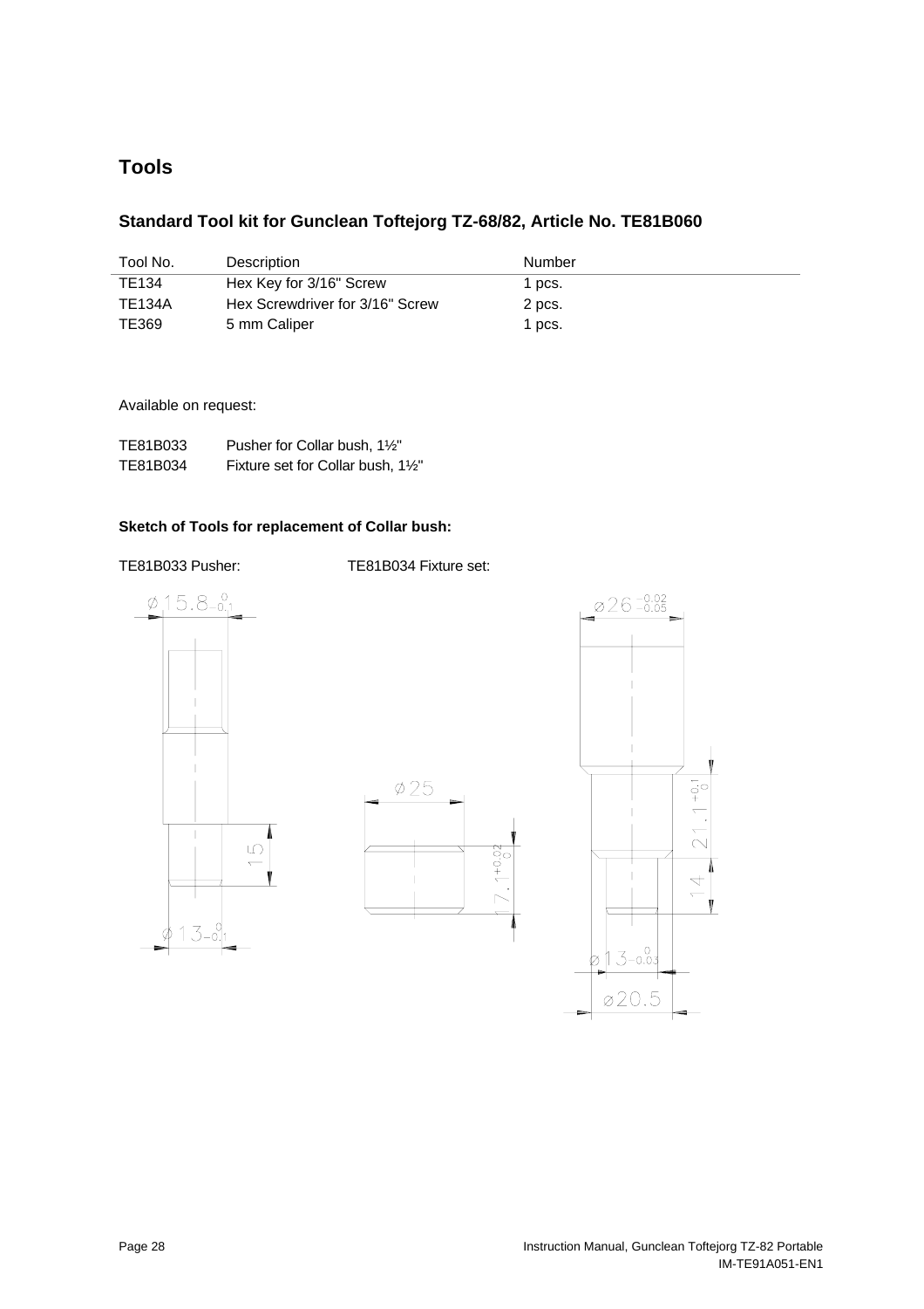# Tools

## Standard Tool kit for Gunclean Toftejorg TZ-68/82, Article No. TE81B060

| Tool No. | Description | Number |
|---|---|---|
| TE134 | Hex Key for 3/16" Screw | 1 pcs. |
| TE134A | Hex Screwdriver for 3/16" Screw | 2 pcs. |
| TE369 | 5 mm Caliper | 1 pcs. |

Available on request:

| | |
|---|---|
| TE81B033 | Pusher for Collar bush, 1½" |
| TE81B034 | Fixture set for Collar bush, 1½" |

### Sketch of Tools for replacement of Collar bush:

TE81B033 Pusher:

TE81B034 Fixture set:

Ø15.8 $_{-0.1}^{0}$

15

Ø13 $_{-0.1}^{0}$

Ø25

7.1 $^{+0.02}_{0}$

Ø26 $^{-0.02}_{-0.05}$

21.1 $^{+0.1}_{0}$

14

Ø13 $_{-0.03}^{0}$

Ø20.5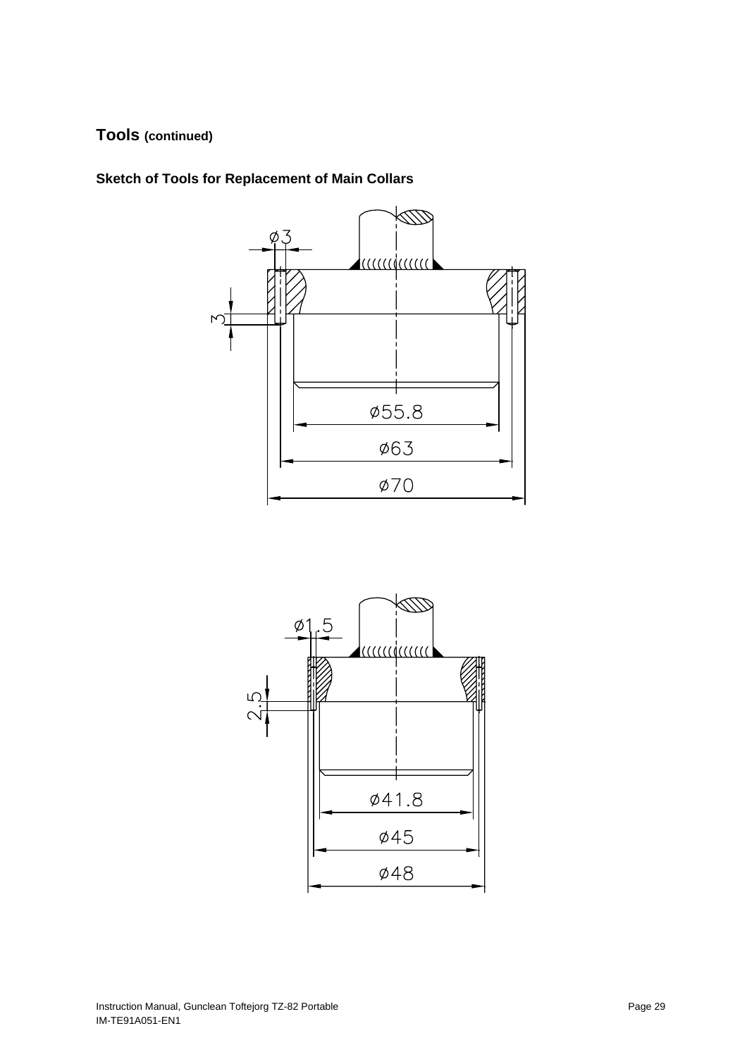## Tools (continued)

### Sketch of Tools for Replacement of Main Collars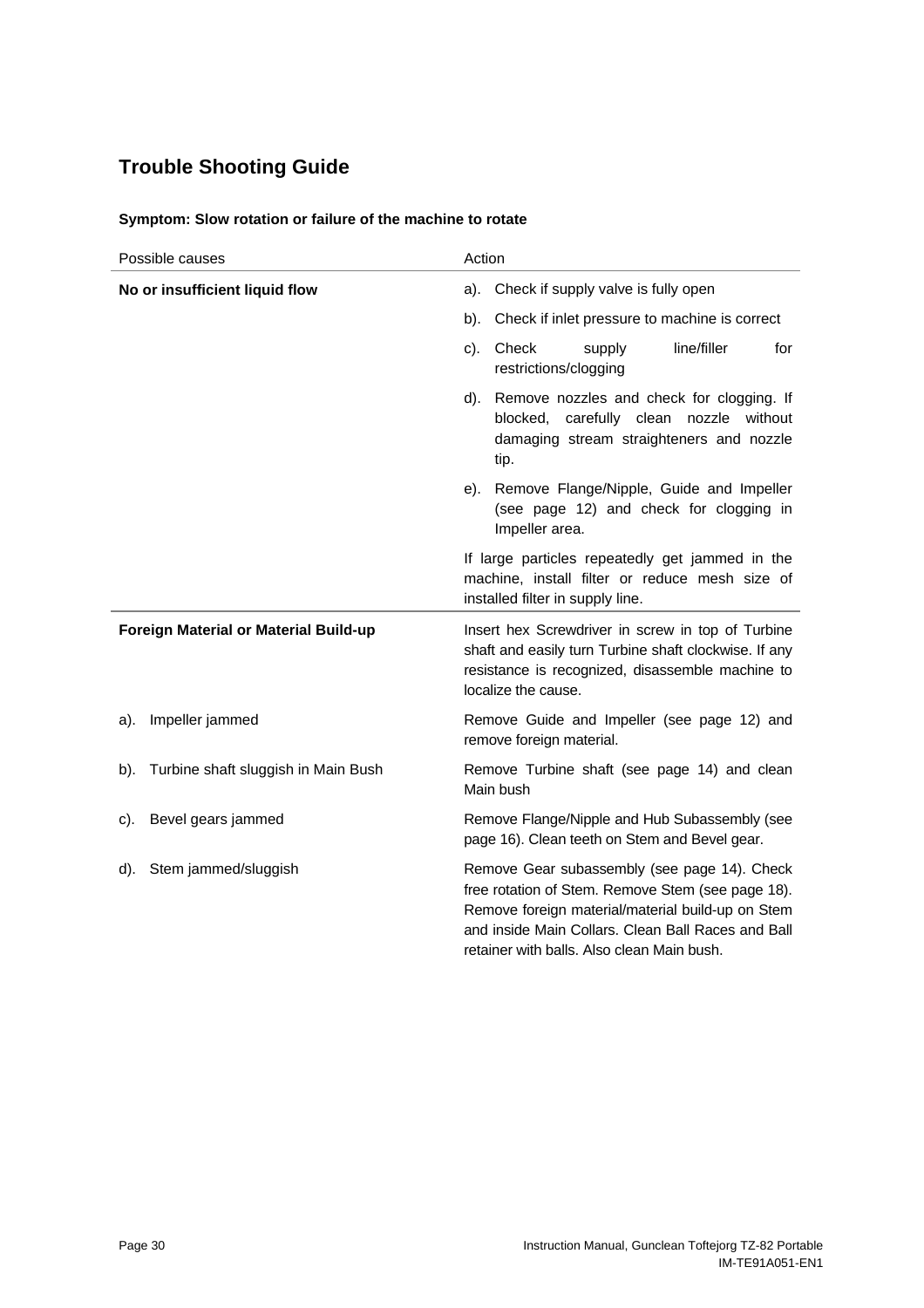## Trouble Shooting Guide

### Symptom: Slow rotation or failure of the machine to rotate

| Possible causes | Action |
|---|---|
| **No or insufficient liquid flow** | a). Check if supply valve is fully open |
| | b). Check if inlet pressure to machine is correct |
| | c). Check supply line/filler for restrictions/clogging |
| | d). Remove nozzles and check for clogging. If blocked, carefully clean nozzle without damaging stream straighteners and nozzle tip. |
| | e). Remove Flange/Nipple, Guide and Impeller (see page 12) and check for clogging in Impeller area. |
| | If large particles repeatedly get jammed in the machine, install filter or reduce mesh size of installed filter in supply line. |
| **Foreign Material or Material Build-up** | Insert hex Screwdriver in screw in top of Turbine shaft and easily turn Turbine shaft clockwise. If any resistance is recognized, disassemble machine to localize the cause. |
| a). Impeller jammed | Remove Guide and Impeller (see page 12) and remove foreign material. |
| b). Turbine shaft sluggish in Main Bush | Remove Turbine shaft (see page 14) and clean Main bush |
| c). Bevel gears jammed | Remove Flange/Nipple and Hub Subassembly (see page 16). Clean teeth on Stem and Bevel gear. |
| d). Stem jammed/sluggish | Remove Gear subassembly (see page 14). Check free rotation of Stem. Remove Stem (see page 18). Remove foreign material/material build-up on Stem and inside Main Collars. Clean Ball Races and Ball retainer with balls. Also clean Main bush. |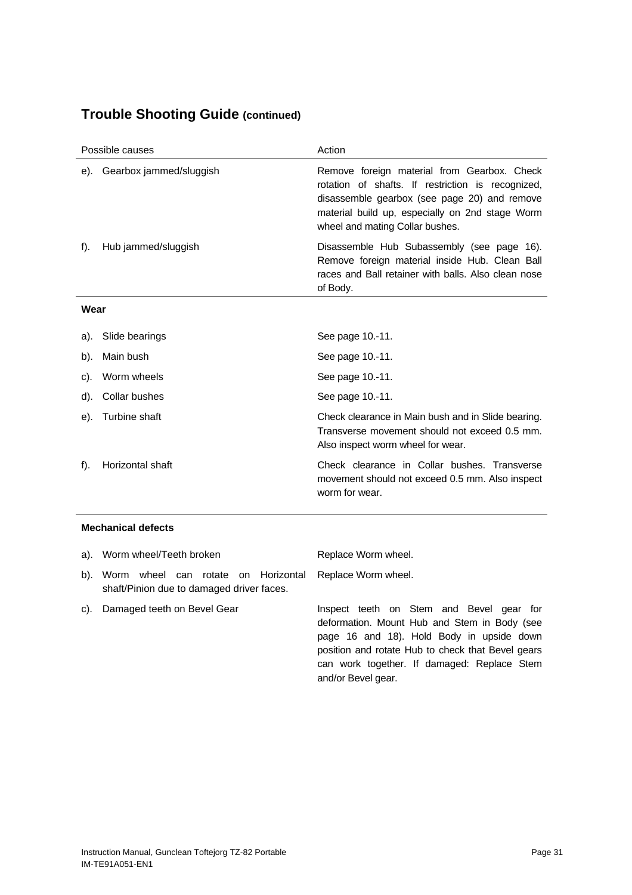## Trouble Shooting Guide (continued)

| Possible causes | Action |
|---|---|
| e). Gearbox jammed/sluggish | Remove foreign material from Gearbox. Check rotation of shafts. If restriction is recognized, disassemble gearbox (see page 20) and remove material build up, especially on 2nd stage Worm wheel and mating Collar bushes. |
| f). Hub jammed/sluggish | Disassemble Hub Subassembly (see page 16). Remove foreign material inside Hub. Clean Ball races and Ball retainer with balls. Also clean nose of Body. |
| **Wear** | |
| a). Slide bearings | See page 10.-11. |
| b). Main bush | See page 10.-11. |
| c). Worm wheels | See page 10.-11. |
| d). Collar bushes | See page 10.-11. |
| e). Turbine shaft | Check clearance in Main bush and in Slide bearing. Transverse movement should not exceed 0.5 mm. Also inspect worm wheel for wear. |
| f). Horizontal shaft | Check clearance in Collar bushes. Transverse movement should not exceed 0.5 mm. Also inspect worm for wear. |
| **Mechanical defects** | |
| a). Worm wheel/Teeth broken | Replace Worm wheel. |
| b). Worm wheel can rotate on Horizontal shaft/Pinion due to damaged driver faces. | Replace Worm wheel. |
| c). Damaged teeth on Bevel Gear | Inspect teeth on Stem and Bevel gear for deformation. Mount Hub and Stem in Body (see page 16 and 18). Hold Body in upside down position and rotate Hub to check that Bevel gears can work together. If damaged: Replace Stem and/or Bevel gear. |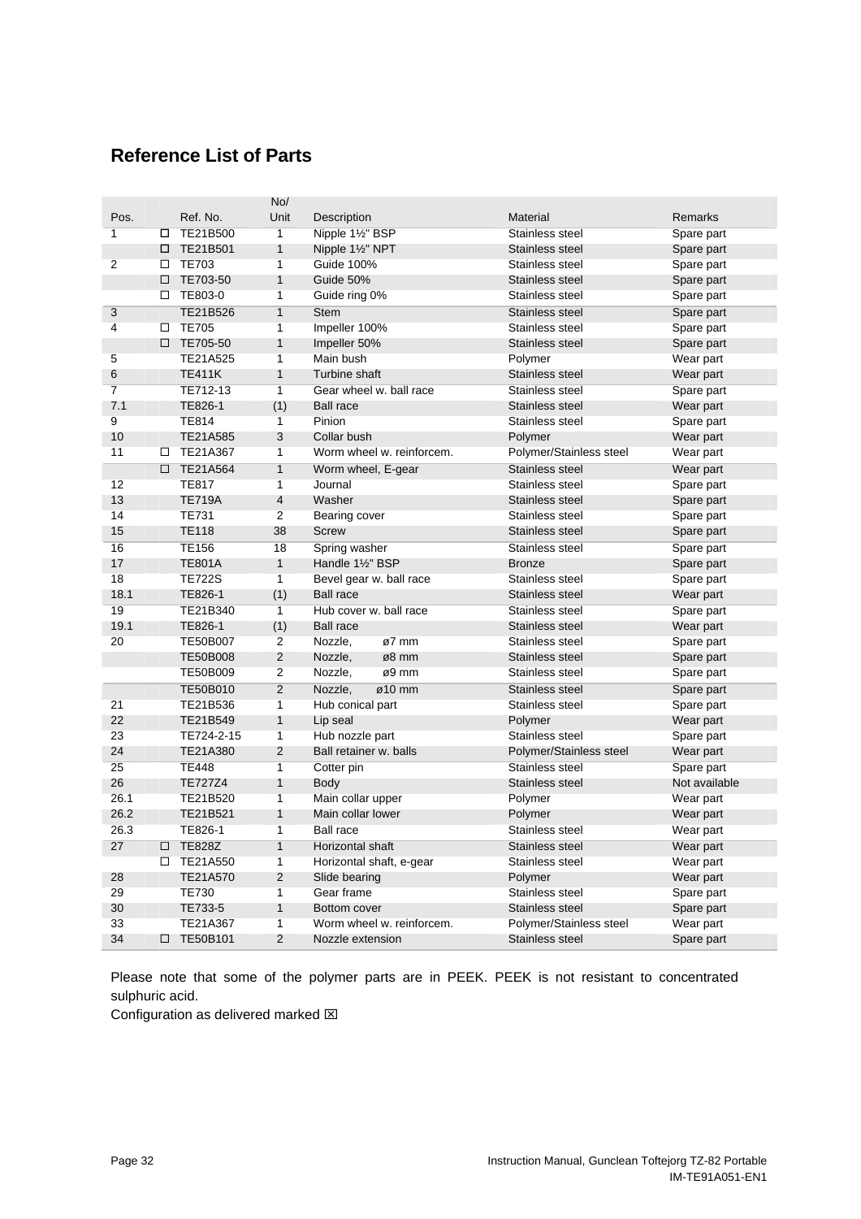## Reference List of Parts

| Pos. | | Ref. No. | No/ Unit | Description | Material | Remarks |
|---|---|---|---|---|---|---|
| 1 | ☐ | TE21B500 | 1 | Nipple 1½" BSP | Stainless steel | Spare part |
| | ☐ | TE21B501 | 1 | Nipple 1½" NPT | Stainless steel | Spare part |
| 2 | ☐ | TE703 | 1 | Guide 100% | Stainless steel | Spare part |
| | ☐ | TE703-50 | 1 | Guide 50% | Stainless steel | Spare part |
| | ☐ | TE803-0 | 1 | Guide ring 0% | Stainless steel | Spare part |
| 3 | | TE21B526 | 1 | Stem | Stainless steel | Spare part |
| 4 | ☐ | TE705 | 1 | Impeller 100% | Stainless steel | Spare part |
| | ☐ | TE705-50 | 1 | Impeller 50% | Stainless steel | Spare part |
| 5 | | TE21A525 | 1 | Main bush | Polymer | Wear part |
| 6 | | TE411K | 1 | Turbine shaft | Stainless steel | Wear part |
| 7 | | TE712-13 | 1 | Gear wheel w. ball race | Stainless steel | Spare part |
| 7.1 | | TE826-1 | (1) | Ball race | Stainless steel | Wear part |
| 9 | | TE814 | 1 | Pinion | Stainless steel | Spare part |
| 10 | | TE21A585 | 3 | Collar bush | Polymer | Wear part |
| 11 | ☐ | TE21A367 | 1 | Worm wheel w. reinforcem. | Polymer/Stainless steel | Wear part |
| | ☐ | TE21A564 | 1 | Worm wheel, E-gear | Stainless steel | Wear part |
| 12 | | TE817 | 1 | Journal | Stainless steel | Spare part |
| 13 | | TE719A | 4 | Washer | Stainless steel | Spare part |
| 14 | | TE731 | 2 | Bearing cover | Stainless steel | Spare part |
| 15 | | TE118 | 38 | Screw | Stainless steel | Spare part |
| 16 | | TE156 | 18 | Spring washer | Stainless steel | Spare part |
| 17 | | TE801A | 1 | Handle 1½" BSP | Bronze | Spare part |
| 18 | | TE722S | 1 | Bevel gear w. ball race | Stainless steel | Spare part |
| 18.1 | | TE826-1 | (1) | Ball race | Stainless steel | Wear part |
| 19 | | TE21B340 | 1 | Hub cover w. ball race | Stainless steel | Spare part |
| 19.1 | | TE826-1 | (1) | Ball race | Stainless steel | Wear part |
| 20 | | TE50B007 | 2 | Nozzle, ø7 mm | Stainless steel | Spare part |
| | | TE50B008 | 2 | Nozzle, ø8 mm | Stainless steel | Spare part |
| | | TE50B009 | 2 | Nozzle, ø9 mm | Stainless steel | Spare part |
| | | TE50B010 | 2 | Nozzle, ø10 mm | Stainless steel | Spare part |
| 21 | | TE21B536 | 1 | Hub conical part | Stainless steel | Spare part |
| 22 | | TE21B549 | 1 | Lip seal | Polymer | Wear part |
| 23 | | TE724-2-15 | 1 | Hub nozzle part | Stainless steel | Spare part |
| 24 | | TE21A380 | 2 | Ball retainer w. balls | Polymer/Stainless steel | Wear part |
| 25 | | TE448 | 1 | Cotter pin | Stainless steel | Spare part |
| 26 | | TE727Z4 | 1 | Body | Stainless steel | Not available |
| 26.1 | | TE21B520 | 1 | Main collar upper | Polymer | Wear part |
| 26.2 | | TE21B521 | 1 | Main collar lower | Polymer | Wear part |
| 26.3 | | TE826-1 | 1 | Ball race | Stainless steel | Wear part |
| 27 | ☐ | TE828Z | 1 | Horizontal shaft | Stainless steel | Wear part |
| | ☐ | TE21A550 | 1 | Horizontal shaft, e-gear | Stainless steel | Wear part |
| 28 | | TE21A570 | 2 | Slide bearing | Polymer | Wear part |
| 29 | | TE730 | 1 | Gear frame | Stainless steel | Spare part |
| 30 | | TE733-5 | 1 | Bottom cover | Stainless steel | Spare part |
| 33 | | TE21A367 | 1 | Worm wheel w. reinforcem. | Polymer/Stainless steel | Wear part |
| 34 | ☐ | TE50B101 | 2 | Nozzle extension | Stainless steel | Spare part |

Please note that some of the polymer parts are in PEEK. PEEK is not resistant to concentrated sulphuric acid.

Configuration as delivered marked ☒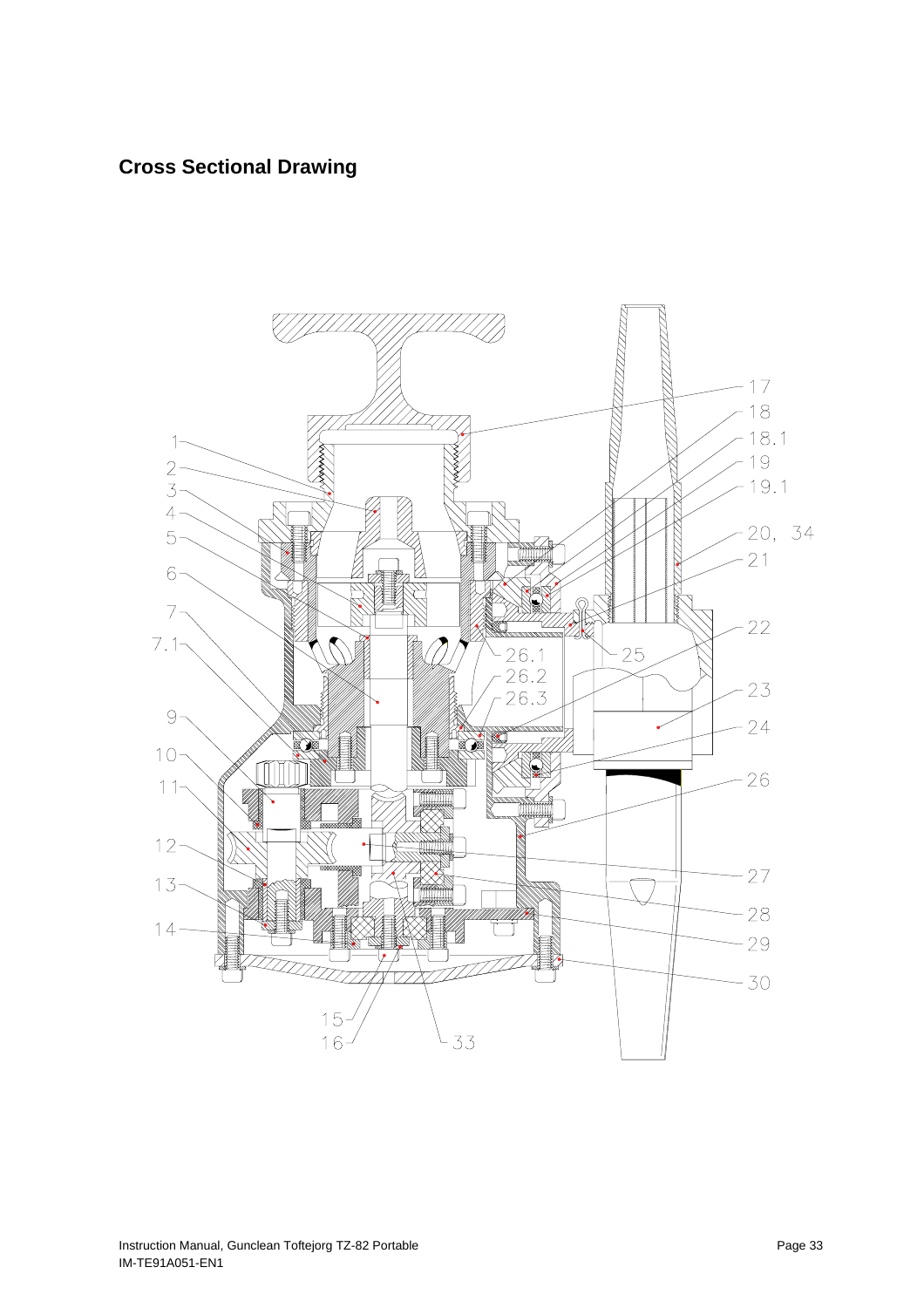## Cross Sectional Drawing

1
2
3
4
5
6
7
7.1
9
10
11
12
13
14
15
16
17
18
18.1
19
19.1
20, 34
21
22
23
24
25
26
26.1
26.2
26.3
27
28
29
30
33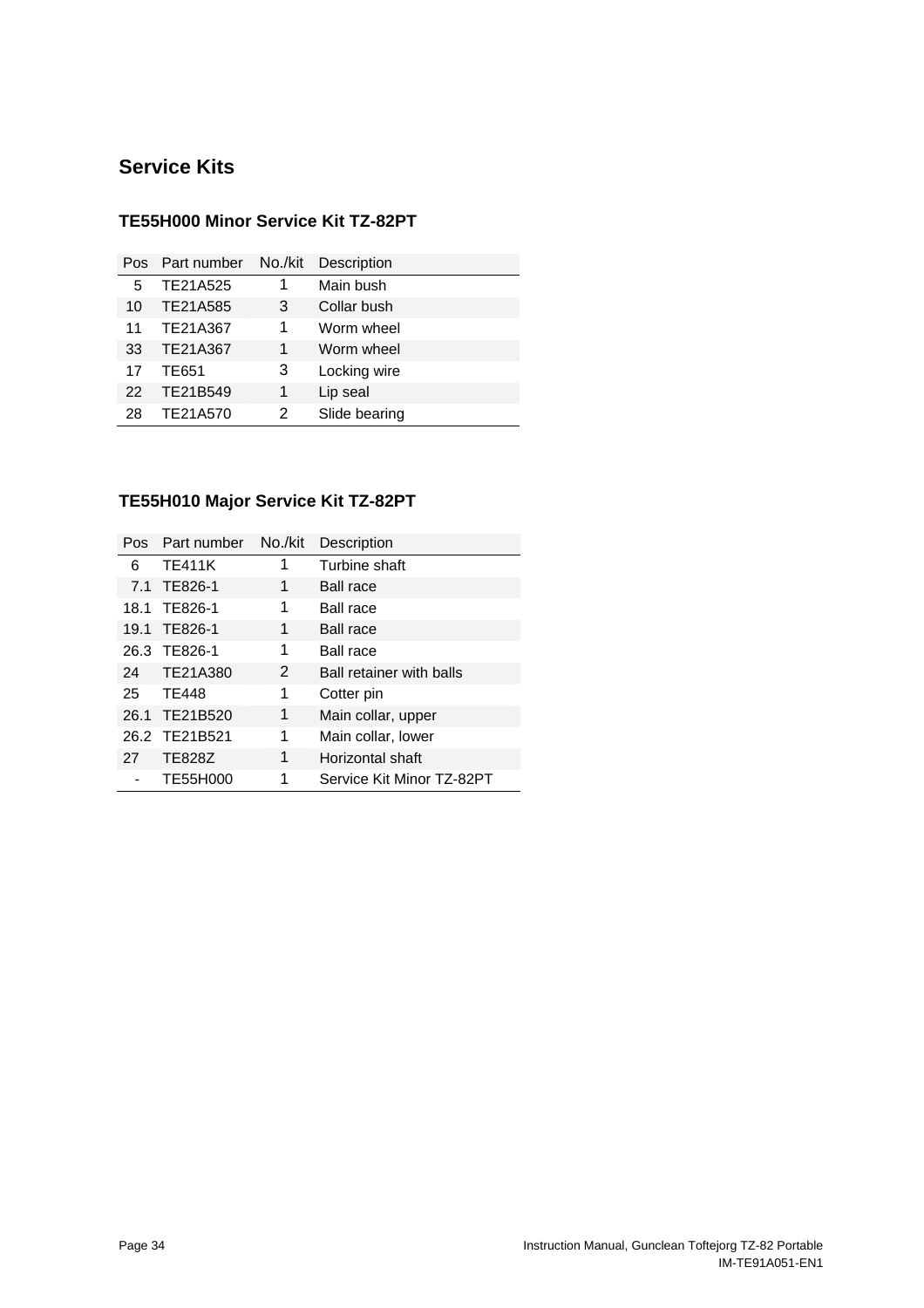## Service Kits

### TE55H000 Minor Service Kit TZ-82PT

| Pos | Part number | No./kit | Description |
|---|---|---|---|
| 5 | TE21A525 | 1 | Main bush |
| 10 | TE21A585 | 3 | Collar bush |
| 11 | TE21A367 | 1 | Worm wheel |
| 33 | TE21A367 | 1 | Worm wheel |
| 17 | TE651 | 3 | Locking wire |
| 22 | TE21B549 | 1 | Lip seal |
| 28 | TE21A570 | 2 | Slide bearing |

### TE55H010 Major Service Kit TZ-82PT

| Pos | Part number | No./kit | Description |
|---|---|---|---|
| 6 | TE411K | 1 | Turbine shaft |
| 7.1 | TE826-1 | 1 | Ball race |
| 18.1 | TE826-1 | 1 | Ball race |
| 19.1 | TE826-1 | 1 | Ball race |
| 26.3 | TE826-1 | 1 | Ball race |
| 24 | TE21A380 | 2 | Ball retainer with balls |
| 25 | TE448 | 1 | Cotter pin |
| 26.1 | TE21B520 | 1 | Main collar, upper |
| 26.2 | TE21B521 | 1 | Main collar, lower |
| 27 | TE828Z | 1 | Horizontal shaft |
| - | TE55H000 | 1 | Service Kit Minor TZ-82PT |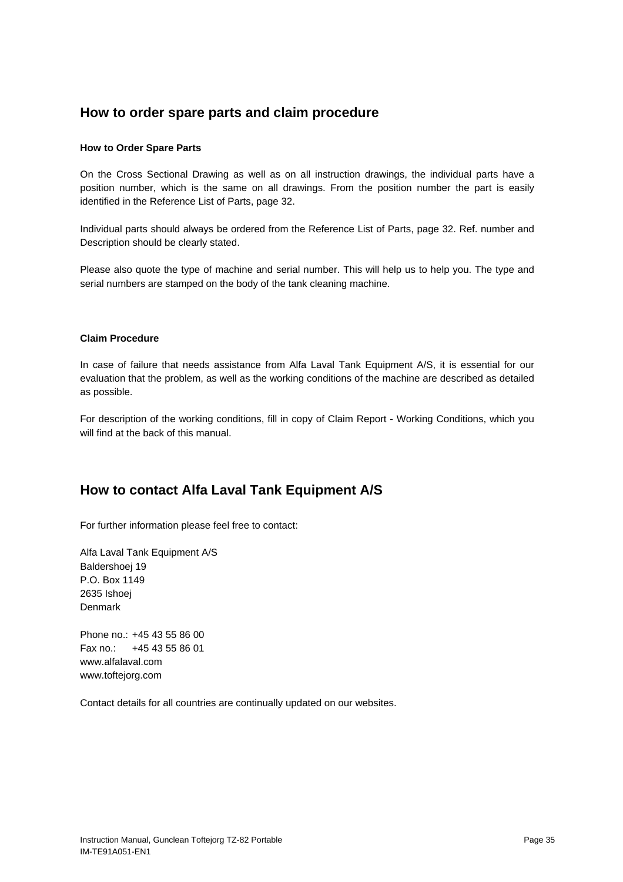## How to order spare parts and claim procedure

### How to Order Spare Parts

On the Cross Sectional Drawing as well as on all instruction drawings, the individual parts have a position number, which is the same on all drawings. From the position number the part is easily identified in the Reference List of Parts, page 32.

Individual parts should always be ordered from the Reference List of Parts, page 32. Ref. number and Description should be clearly stated.

Please also quote the type of machine and serial number. This will help us to help you. The type and serial numbers are stamped on the body of the tank cleaning machine.

### Claim Procedure

In case of failure that needs assistance from Alfa Laval Tank Equipment A/S, it is essential for our evaluation that the problem, as well as the working conditions of the machine are described as detailed as possible.

For description of the working conditions, fill in copy of Claim Report - Working Conditions, which you will find at the back of this manual.

## How to contact Alfa Laval Tank Equipment A/S

For further information please feel free to contact:

Alfa Laval Tank Equipment A/S
Baldershoej 19
P.O. Box 1149
2635 Ishoej
Denmark

Phone no.: +45 43 55 86 00
Fax no.: +45 43 55 86 01
www.alfalaval.com
www.toftejorg.com

Contact details for all countries are continually updated on our websites.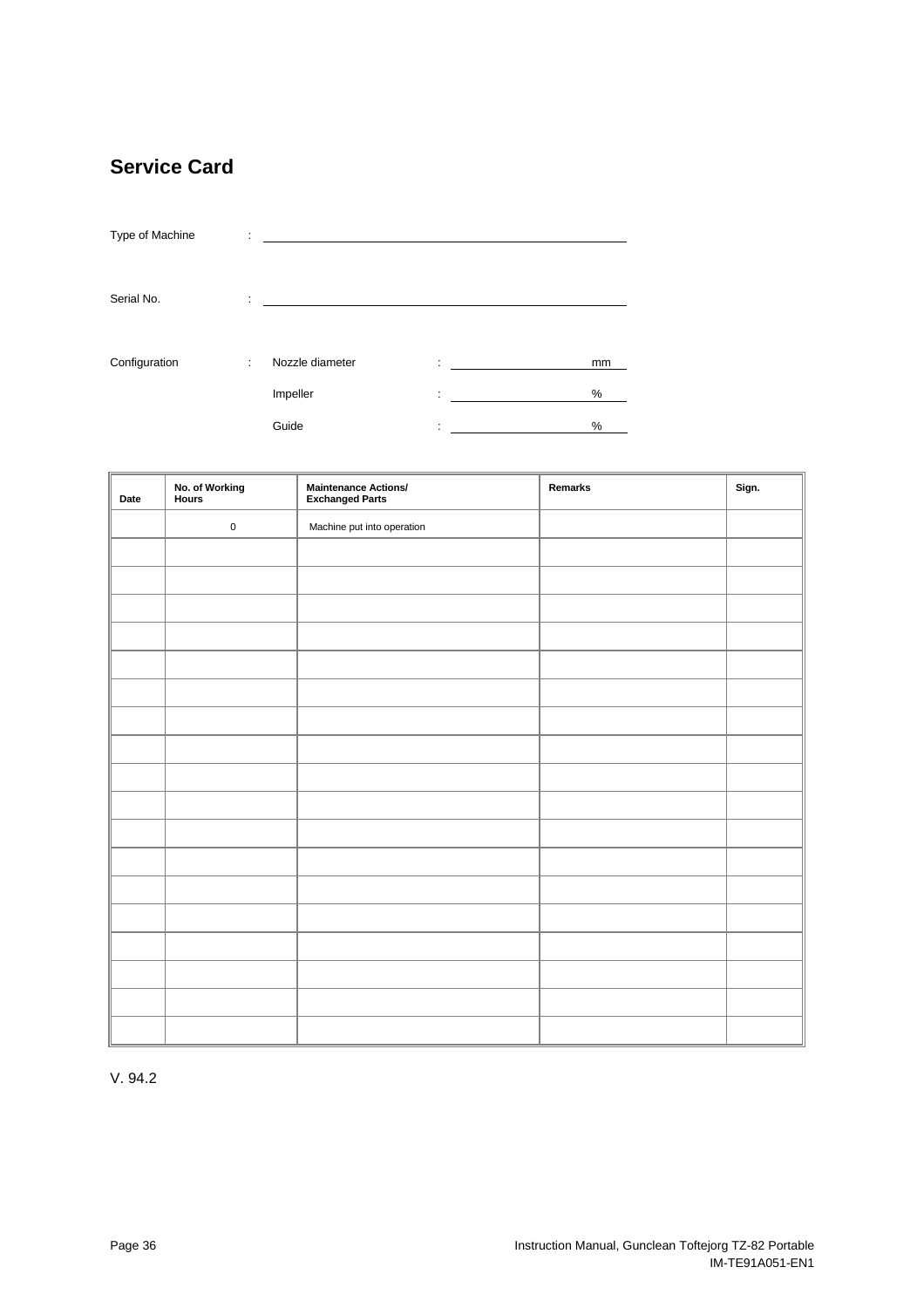# Service Card

Type of Machine : ______________________________

Serial No. : ______________________________

Configuration : Nozzle diameter : __________ mm

Impeller : __________ %

Guide : __________ %

| Date | No. of Working Hours | Maintenance Actions/ Exchanged Parts | Remarks | Sign. |
|---|---|---|---|---|
| | 0 | Machine put into operation | | |
| | | | | |
| | | | | |
| | | | | |
| | | | | |
| | | | | |
| | | | | |
| | | | | |
| | | | | |
| | | | | |
| | | | | |
| | | | | |
| | | | | |
| | | | | |
| | | | | |
| | | | | |
| | | | | |
| | | | | |
| | | | | |

V. 94.2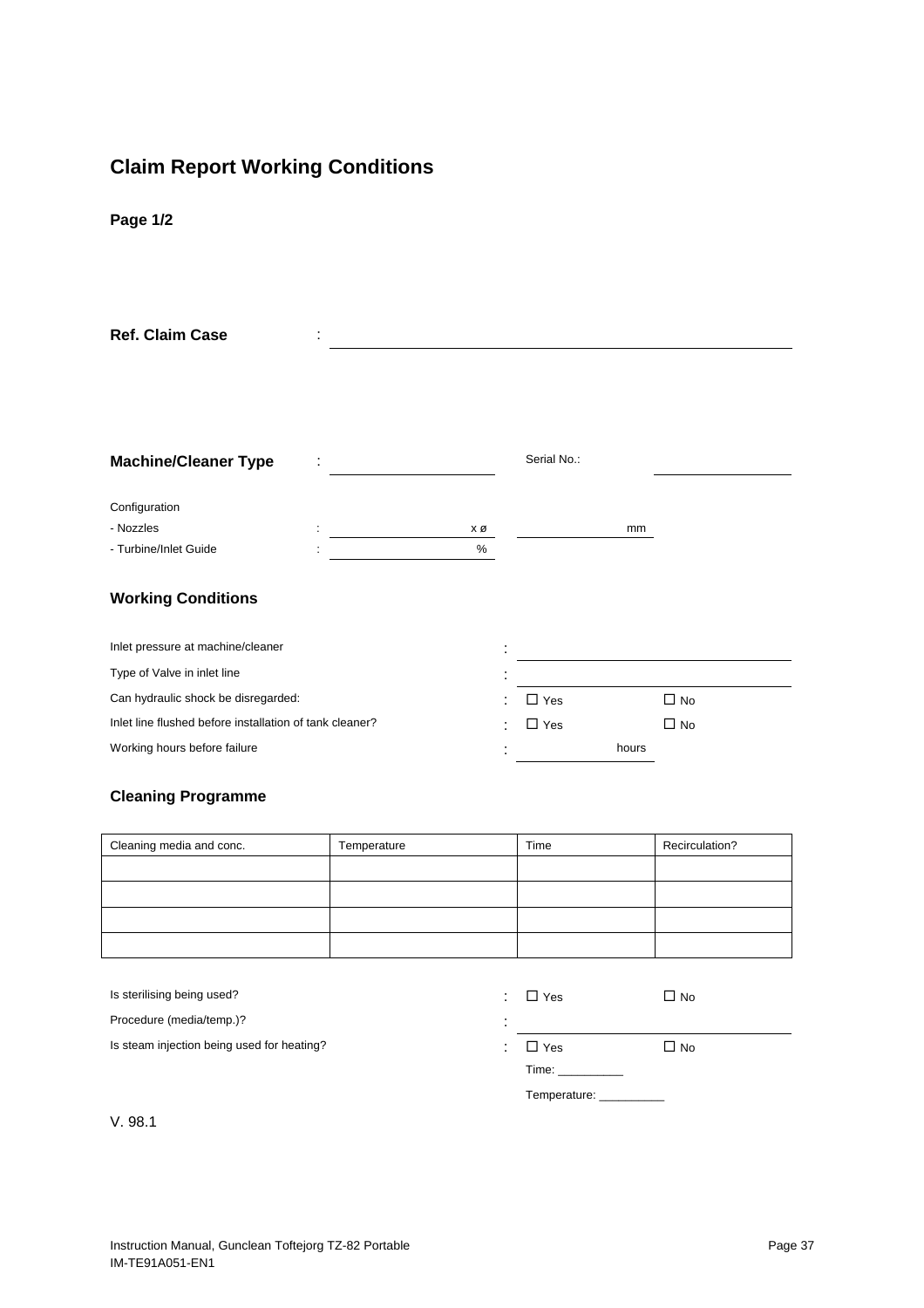# Claim Report Working Conditions

**Page 1/2**

**Ref. Claim Case** : ______________________________

**Machine/Cleaner Type** : ____________________ Serial No.: ____________________

Configuration

- Nozzles : ____________ x ø ____________ mm
- Turbine/Inlet Guide : ____________ %

## Working Conditions

Inlet pressure at machine/cleaner : ____________________

Type of Valve in inlet line : ____________________

Can hydraulic shock be disregarded: : ☐ Yes ☐ No

Inlet line flushed before installation of tank cleaner? : ☐ Yes ☐ No

Working hours before failure : ____________ hours

## Cleaning Programme

| Cleaning media and conc. | Temperature | Time | Recirculation? |
|---|---|---|---|
| | | | |
| | | | |
| | | | |
| | | | |

Is sterilising being used? : ☐ Yes ☐ No

Procedure (media/temp.)? : ____________________

Is steam injection being used for heating? : ☐ Yes ☐ No

Time: __________

Temperature: __________

V. 98.1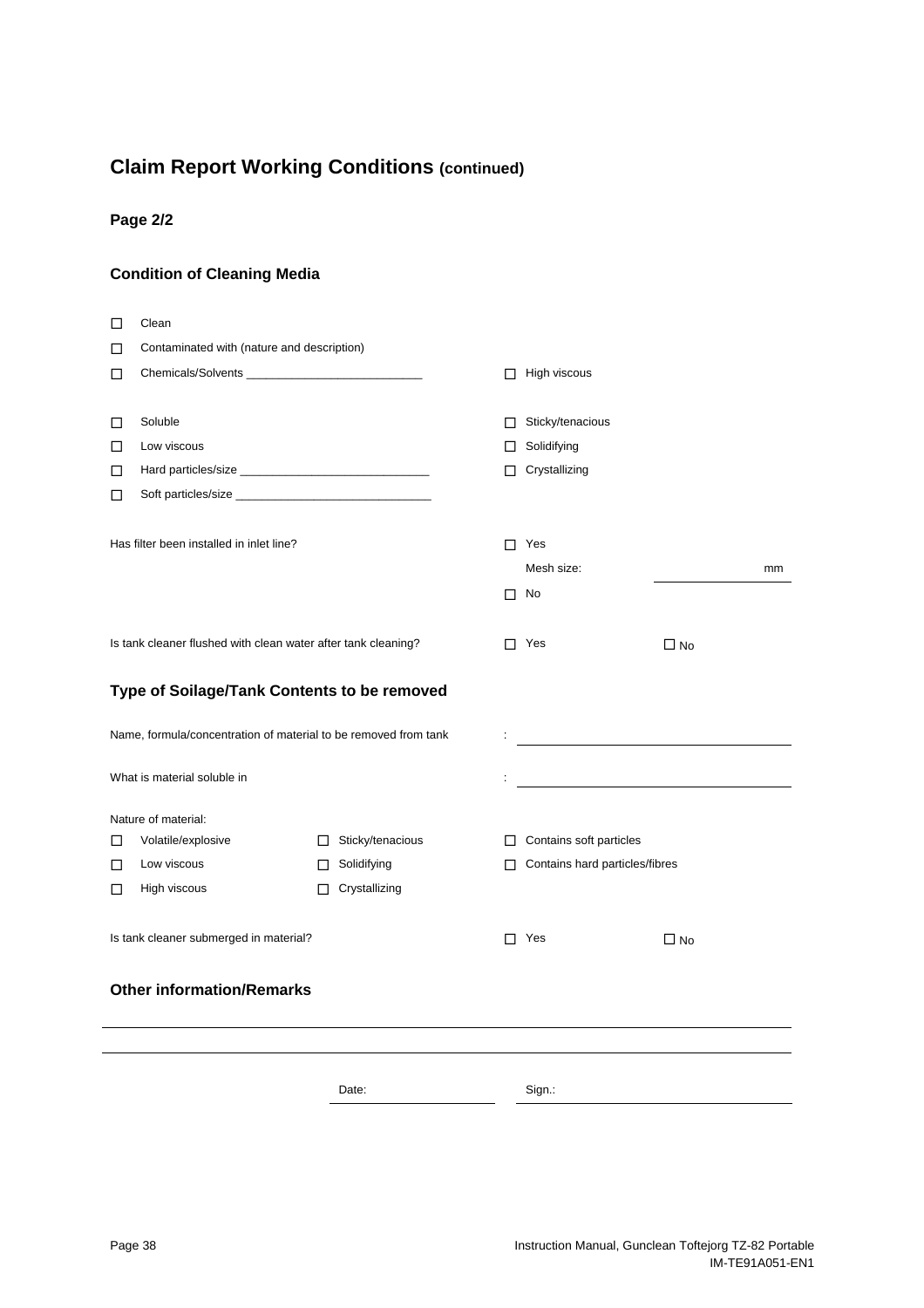# Claim Report Working Conditions (continued)

**Page 2/2**

## Condition of Cleaning Media

☐ Clean

☐ Contaminated with (nature and description)

☐ Chemicals/Solvents ___________________________

☐ High viscous

☐ Soluble

☐ Low viscous

☐ Hard particles/size _____________________________

☐ Soft particles/size ______________________________

☐ Sticky/tenacious

☐ Solidifying

☐ Crystallizing

Has filter been installed in inlet line?

☐ Yes

Mesh size: ____________ mm

☐ No

Is tank cleaner flushed with clean water after tank cleaning? ☐ Yes ☐ No

## Type of Soilage/Tank Contents to be removed

Name, formula/concentration of material to be removed from tank : ______________________________

What is material soluble in : ______________________________

Nature of material:

☐ Volatile/explosive

☐ Low viscous

☐ High viscous

☐ Sticky/tenacious

☐ Solidifying

☐ Crystallizing

☐ Contains soft particles

☐ Contains hard particles/fibres

Is tank cleaner submerged in material? ☐ Yes ☐ No

## Other information/Remarks

______________________________________________________________________

______________________________________________________________________

Date: ____________________ Sign.: ______________________________